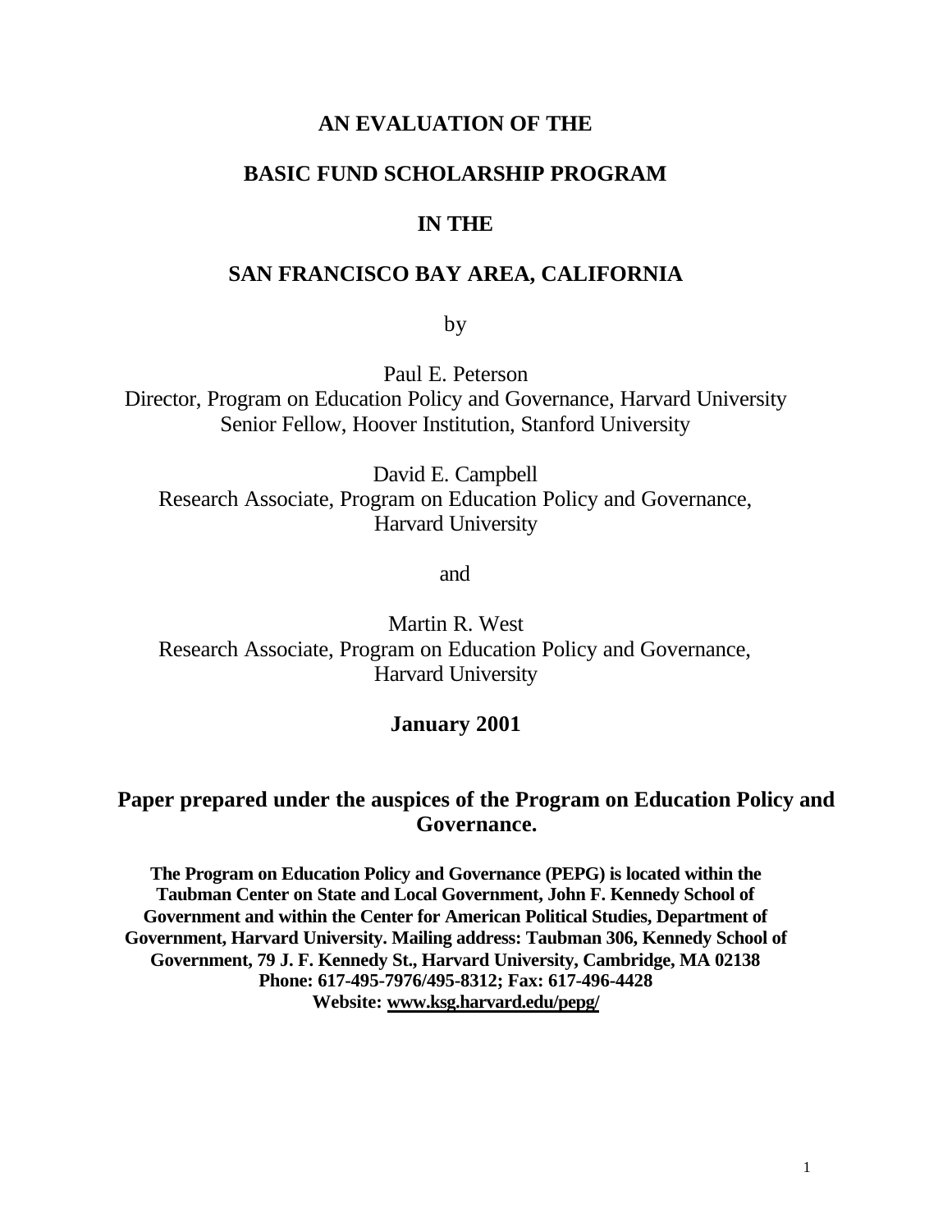# AN EVALUATION OF THE

# BASIC FUND SCHOLARSHIP PROGRAM

# IN THE

# SAN FRANCISCO BAY AREA, CALIFORNIA

by

Paul E. Peterson
Director, Program on Education Policy and Governance, Harvard University
Senior Fellow, Hoover Institution, Stanford University

David E. Campbell
Research Associate, Program on Education Policy and Governance,
Harvard University

and

Martin R. West
Research Associate, Program on Education Policy and Governance,
Harvard University

**January 2001**

**Paper prepared under the auspices of the Program on Education Policy and Governance.**

**The Program on Education Policy and Governance (PEPG) is located within the Taubman Center on State and Local Government, John F. Kennedy School of Government and within the Center for American Political Studies, Department of Government, Harvard University. Mailing address: Taubman 306, Kennedy School of Government, 79 J. F. Kennedy St., Harvard University, Cambridge, MA 02138**
**Phone: 617-495-7976/495-8312; Fax: 617-496-4428**
**Website: www.ksg.harvard.edu/pepg/**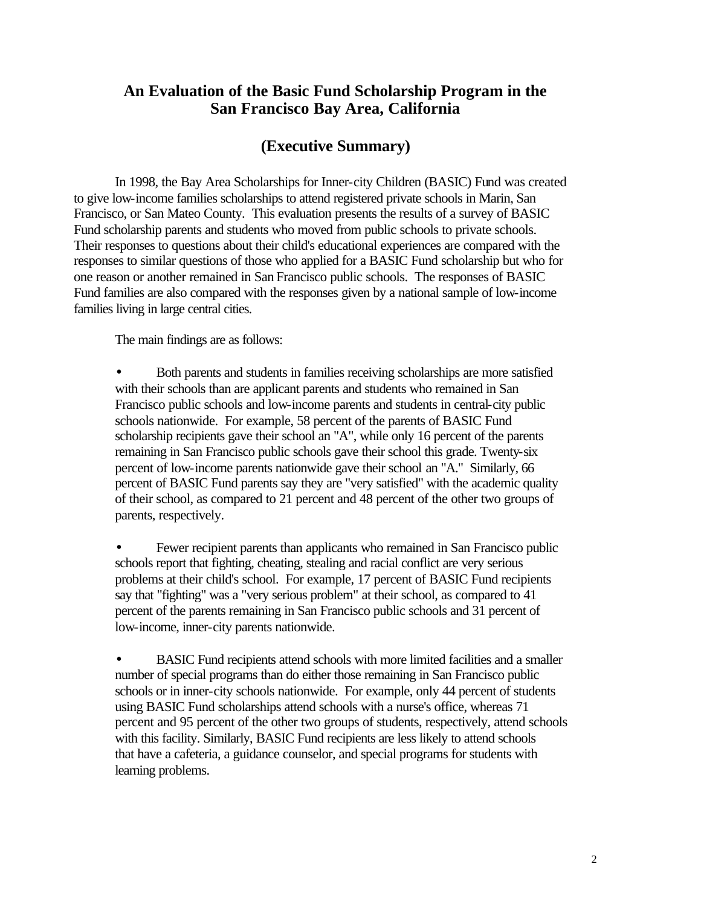## An Evaluation of the Basic Fund Scholarship Program in the San Francisco Bay Area, California

## (Executive Summary)

In 1998, the Bay Area Scholarships for Inner-city Children (BASIC) Fund was created to give low-income families scholarships to attend registered private schools in Marin, San Francisco, or San Mateo County. This evaluation presents the results of a survey of BASIC Fund scholarship parents and students who moved from public schools to private schools. Their responses to questions about their child's educational experiences are compared with the responses to similar questions of those who applied for a BASIC Fund scholarship but who for one reason or another remained in San Francisco public schools. The responses of BASIC Fund families are also compared with the responses given by a national sample of low-income families living in large central cities.

The main findings are as follows:

- Both parents and students in families receiving scholarships are more satisfied with their schools than are applicant parents and students who remained in San Francisco public schools and low-income parents and students in central-city public schools nationwide. For example, 58 percent of the parents of BASIC Fund scholarship recipients gave their school an "A", while only 16 percent of the parents remaining in San Francisco public schools gave their school this grade. Twenty-six percent of low-income parents nationwide gave their school an "A." Similarly, 66 percent of BASIC Fund parents say they are "very satisfied" with the academic quality of their school, as compared to 21 percent and 48 percent of the other two groups of parents, respectively.

- Fewer recipient parents than applicants who remained in San Francisco public schools report that fighting, cheating, stealing and racial conflict are very serious problems at their child's school. For example, 17 percent of BASIC Fund recipients say that "fighting" was a "very serious problem" at their school, as compared to 41 percent of the parents remaining in San Francisco public schools and 31 percent of low-income, inner-city parents nationwide.

- BASIC Fund recipients attend schools with more limited facilities and a smaller number of special programs than do either those remaining in San Francisco public schools or in inner-city schools nationwide. For example, only 44 percent of students using BASIC Fund scholarships attend schools with a nurse's office, whereas 71 percent and 95 percent of the other two groups of students, respectively, attend schools with this facility. Similarly, BASIC Fund recipients are less likely to attend schools that have a cafeteria, a guidance counselor, and special programs for students with learning problems.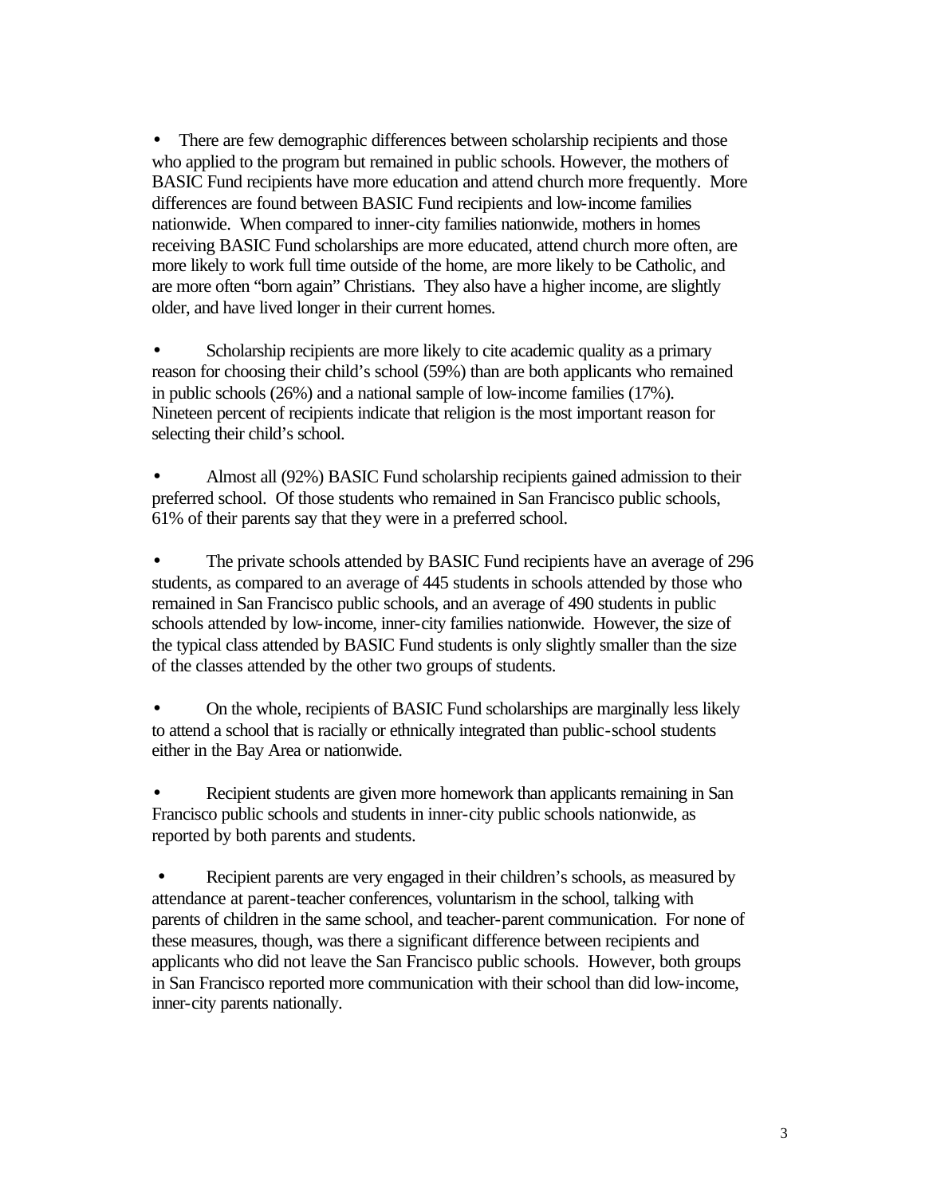- There are few demographic differences between scholarship recipients and those who applied to the program but remained in public schools. However, the mothers of BASIC Fund recipients have more education and attend church more frequently. More differences are found between BASIC Fund recipients and low-income families nationwide. When compared to inner-city families nationwide, mothers in homes receiving BASIC Fund scholarships are more educated, attend church more often, are more likely to work full time outside of the home, are more likely to be Catholic, and are more often "born again" Christians. They also have a higher income, are slightly older, and have lived longer in their current homes.

- Scholarship recipients are more likely to cite academic quality as a primary reason for choosing their child's school (59%) than are both applicants who remained in public schools (26%) and a national sample of low-income families (17%). Nineteen percent of recipients indicate that religion is the most important reason for selecting their child's school.

- Almost all (92%) BASIC Fund scholarship recipients gained admission to their preferred school. Of those students who remained in San Francisco public schools, 61% of their parents say that they were in a preferred school.

- The private schools attended by BASIC Fund recipients have an average of 296 students, as compared to an average of 445 students in schools attended by those who remained in San Francisco public schools, and an average of 490 students in public schools attended by low-income, inner-city families nationwide. However, the size of the typical class attended by BASIC Fund students is only slightly smaller than the size of the classes attended by the other two groups of students.

- On the whole, recipients of BASIC Fund scholarships are marginally less likely to attend a school that is racially or ethnically integrated than public-school students either in the Bay Area or nationwide.

- Recipient students are given more homework than applicants remaining in San Francisco public schools and students in inner-city public schools nationwide, as reported by both parents and students.

- Recipient parents are very engaged in their children's schools, as measured by attendance at parent-teacher conferences, voluntarism in the school, talking with parents of children in the same school, and teacher-parent communication. For none of these measures, though, was there a significant difference between recipients and applicants who did not leave the San Francisco public schools. However, both groups in San Francisco reported more communication with their school than did low-income, inner-city parents nationally.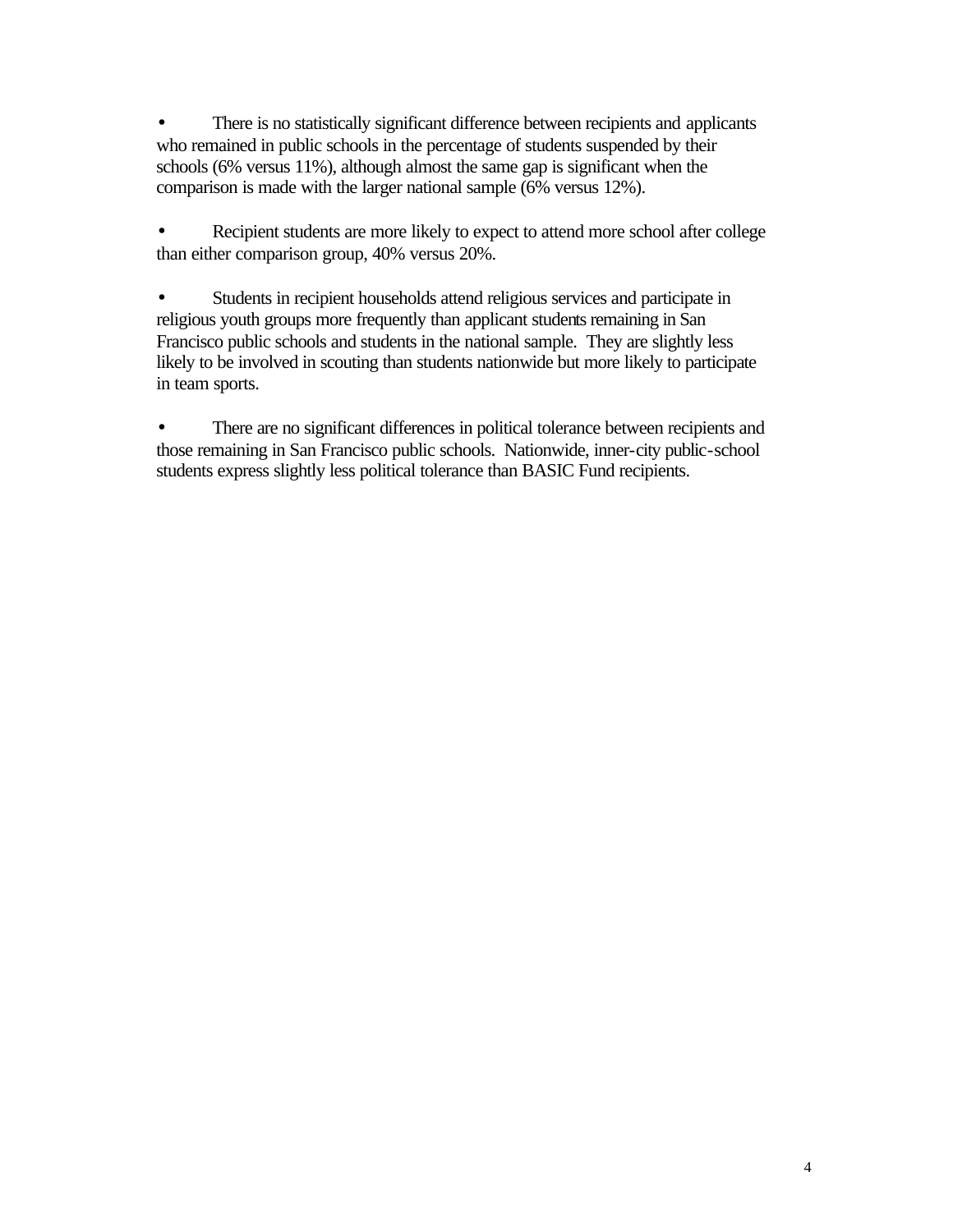- There is no statistically significant difference between recipients and applicants who remained in public schools in the percentage of students suspended by their schools (6% versus 11%), although almost the same gap is significant when the comparison is made with the larger national sample (6% versus 12%).

- Recipient students are more likely to expect to attend more school after college than either comparison group, 40% versus 20%.

- Students in recipient households attend religious services and participate in religious youth groups more frequently than applicant students remaining in San Francisco public schools and students in the national sample. They are slightly less likely to be involved in scouting than students nationwide but more likely to participate in team sports.

- There are no significant differences in political tolerance between recipients and those remaining in San Francisco public schools. Nationwide, inner-city public-school students express slightly less political tolerance than BASIC Fund recipients.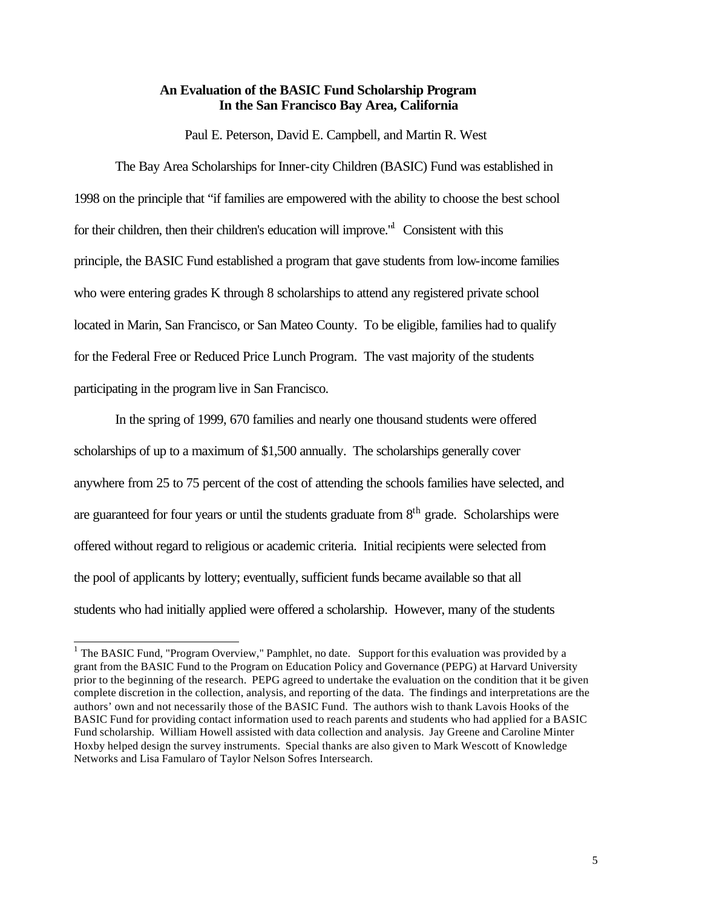**An Evaluation of the BASIC Fund Scholarship Program**
**In the San Francisco Bay Area, California**

Paul E. Peterson, David E. Campbell, and Martin R. West

The Bay Area Scholarships for Inner-city Children (BASIC) Fund was established in 1998 on the principle that "if families are empowered with the ability to choose the best school for their children, then their children's education will improve."[1] Consistent with this principle, the BASIC Fund established a program that gave students from low-income families who were entering grades K through 8 scholarships to attend any registered private school located in Marin, San Francisco, or San Mateo County. To be eligible, families had to qualify for the Federal Free or Reduced Price Lunch Program. The vast majority of the students participating in the program live in San Francisco.

In the spring of 1999, 670 families and nearly one thousand students were offered scholarships of up to a maximum of $1,500 annually. The scholarships generally cover anywhere from 25 to 75 percent of the cost of attending the schools families have selected, and are guaranteed for four years or until the students graduate from 8th grade. Scholarships were offered without regard to religious or academic criteria. Initial recipients were selected from the pool of applicants by lottery; eventually, sufficient funds became available so that all students who had initially applied were offered a scholarship. However, many of the students

---

[1] The BASIC Fund, "Program Overview," Pamphlet, no date. Support for this evaluation was provided by a grant from the BASIC Fund to the Program on Education Policy and Governance (PEPG) at Harvard University prior to the beginning of the research. PEPG agreed to undertake the evaluation on the condition that it be given complete discretion in the collection, analysis, and reporting of the data. The findings and interpretations are the authors' own and not necessarily those of the BASIC Fund. The authors wish to thank Lavois Hooks of the BASIC Fund for providing contact information used to reach parents and students who had applied for a BASIC Fund scholarship. William Howell assisted with data collection and analysis. Jay Greene and Caroline Minter Hoxby helped design the survey instruments. Special thanks are also given to Mark Wescott of Knowledge Networks and Lisa Famularo of Taylor Nelson Sofres Intersearch.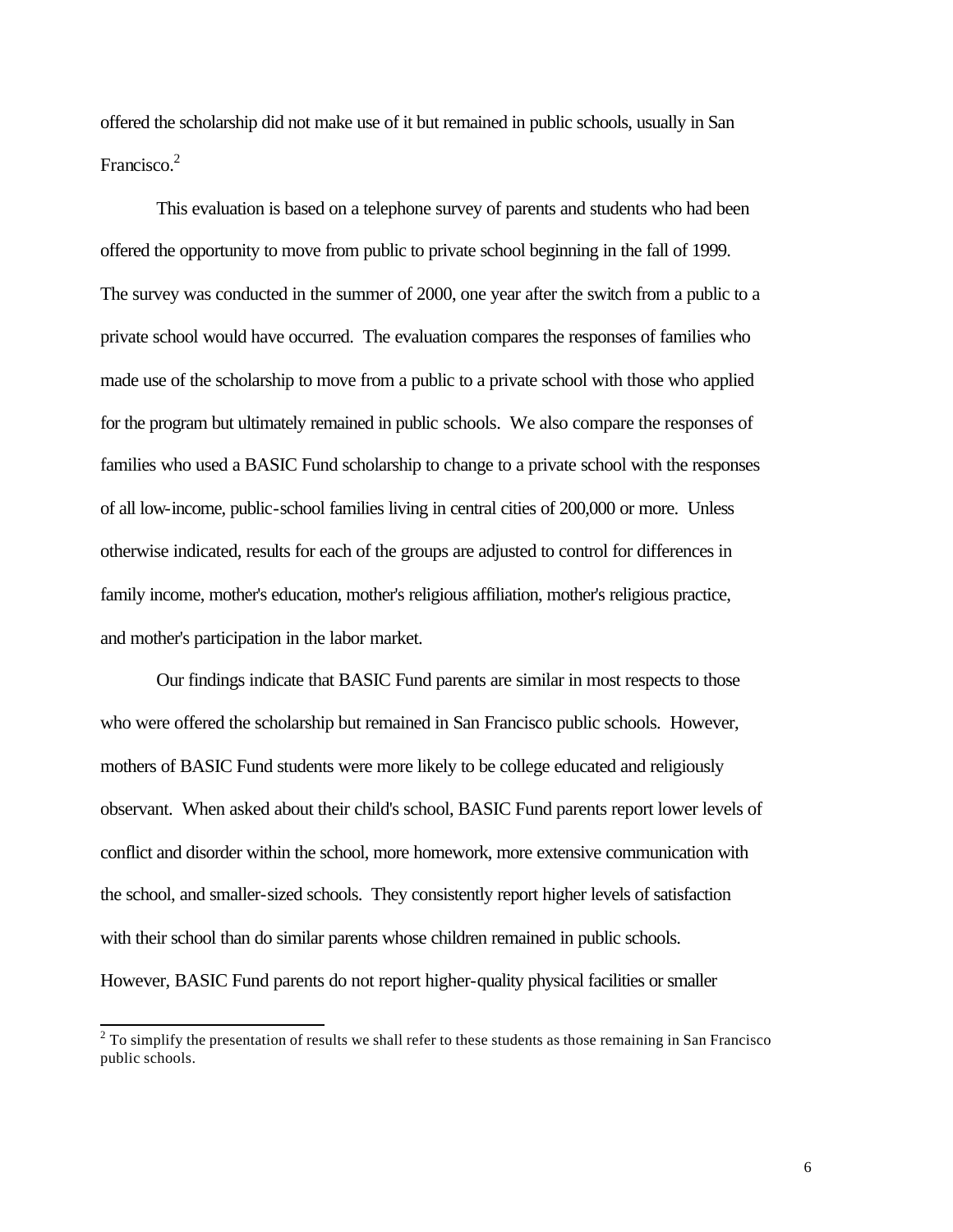offered the scholarship did not make use of it but remained in public schools, usually in San Francisco.[2]

This evaluation is based on a telephone survey of parents and students who had been offered the opportunity to move from public to private school beginning in the fall of 1999. The survey was conducted in the summer of 2000, one year after the switch from a public to a private school would have occurred. The evaluation compares the responses of families who made use of the scholarship to move from a public to a private school with those who applied for the program but ultimately remained in public schools. We also compare the responses of families who used a BASIC Fund scholarship to change to a private school with the responses of all low-income, public-school families living in central cities of 200,000 or more. Unless otherwise indicated, results for each of the groups are adjusted to control for differences in family income, mother's education, mother's religious affiliation, mother's religious practice, and mother's participation in the labor market.

Our findings indicate that BASIC Fund parents are similar in most respects to those who were offered the scholarship but remained in San Francisco public schools. However, mothers of BASIC Fund students were more likely to be college educated and religiously observant. When asked about their child's school, BASIC Fund parents report lower levels of conflict and disorder within the school, more homework, more extensive communication with the school, and smaller-sized schools. They consistently report higher levels of satisfaction with their school than do similar parents whose children remained in public schools. However, BASIC Fund parents do not report higher-quality physical facilities or smaller

[2] To simplify the presentation of results we shall refer to these students as those remaining in San Francisco public schools.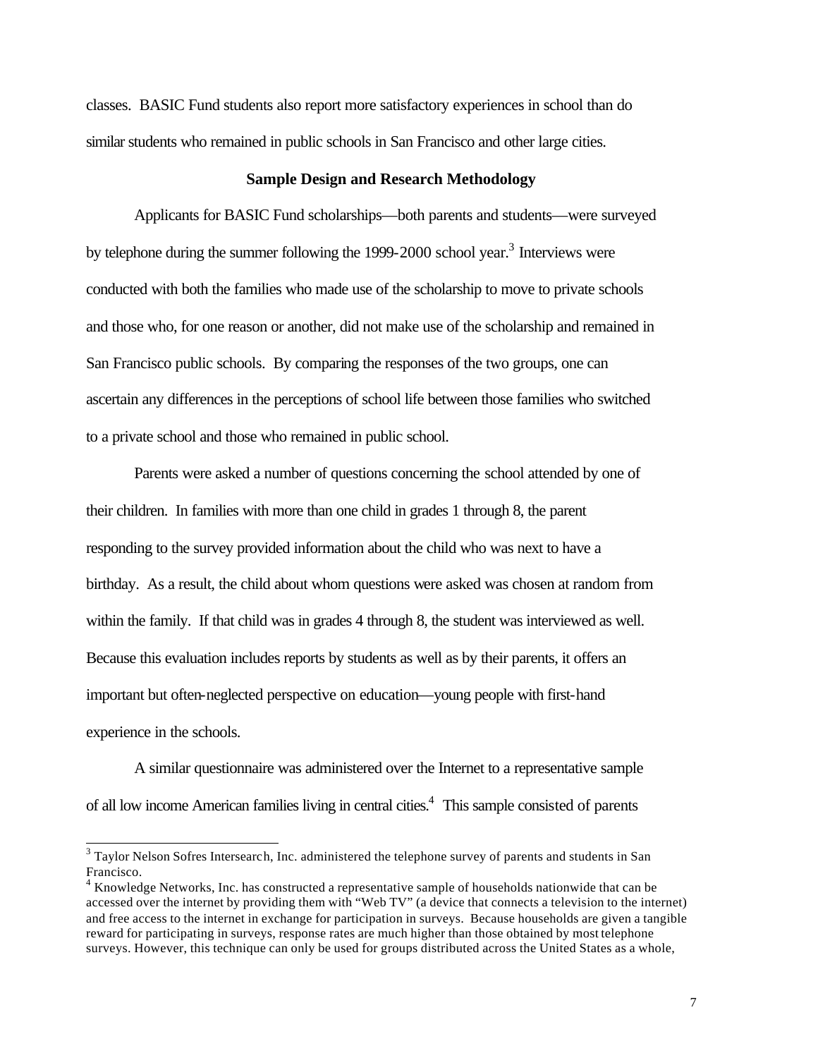classes. BASIC Fund students also report more satisfactory experiences in school than do similar students who remained in public schools in San Francisco and other large cities.

## Sample Design and Research Methodology

Applicants for BASIC Fund scholarships—both parents and students—were surveyed by telephone during the summer following the 1999-2000 school year.[3] Interviews were conducted with both the families who made use of the scholarship to move to private schools and those who, for one reason or another, did not make use of the scholarship and remained in San Francisco public schools. By comparing the responses of the two groups, one can ascertain any differences in the perceptions of school life between those families who switched to a private school and those who remained in public school.

Parents were asked a number of questions concerning the school attended by one of their children. In families with more than one child in grades 1 through 8, the parent responding to the survey provided information about the child who was next to have a birthday. As a result, the child about whom questions were asked was chosen at random from within the family. If that child was in grades 4 through 8, the student was interviewed as well. Because this evaluation includes reports by students as well as by their parents, it offers an important but often-neglected perspective on education—young people with first-hand experience in the schools.

A similar questionnaire was administered over the Internet to a representative sample of all low income American families living in central cities.[4] This sample consisted of parents

---

[3] Taylor Nelson Sofres Intersearch, Inc. administered the telephone survey of parents and students in San Francisco.

[4] Knowledge Networks, Inc. has constructed a representative sample of households nationwide that can be accessed over the internet by providing them with "Web TV" (a device that connects a television to the internet) and free access to the internet in exchange for participation in surveys. Because households are given a tangible reward for participating in surveys, response rates are much higher than those obtained by most telephone surveys. However, this technique can only be used for groups distributed across the United States as a whole,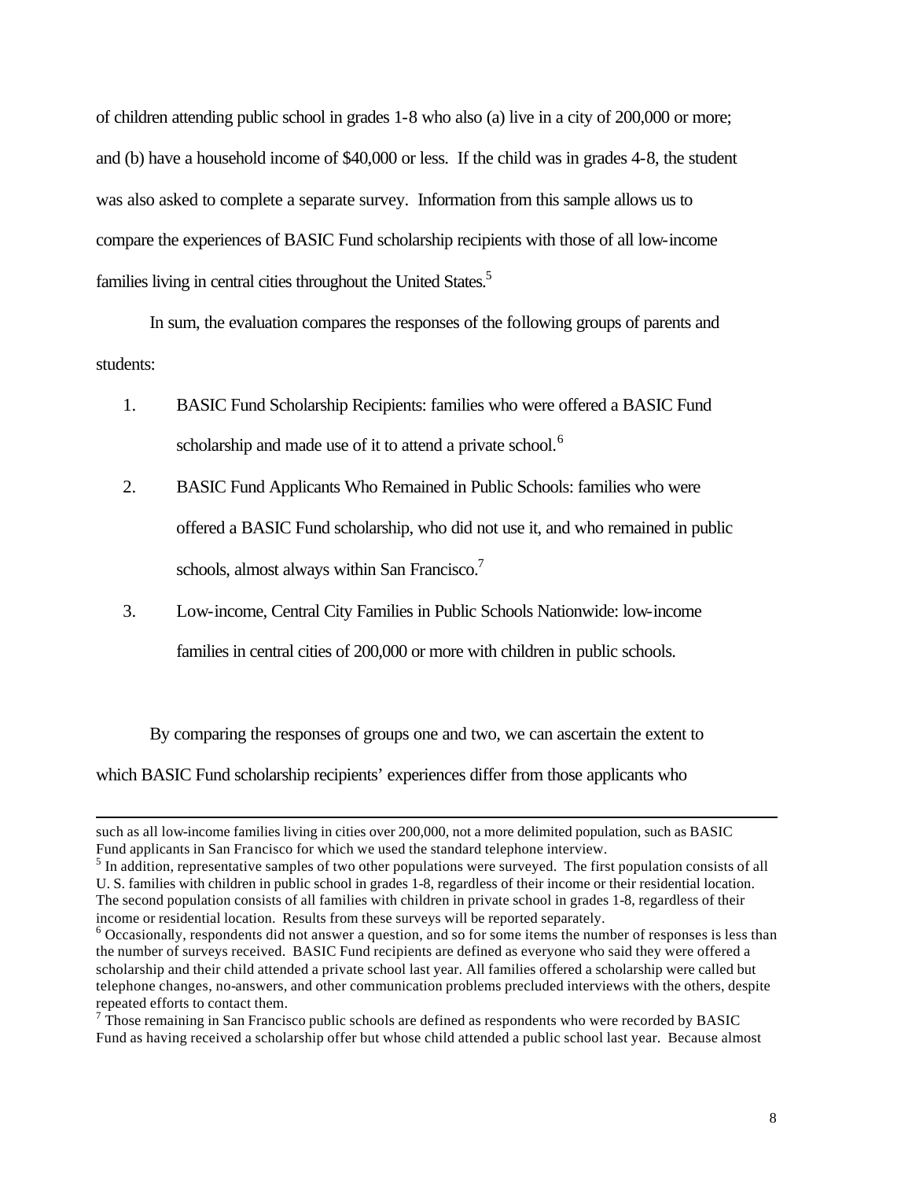of children attending public school in grades 1-8 who also (a) live in a city of 200,000 or more; and (b) have a household income of $40,000 or less. If the child was in grades 4-8, the student was also asked to complete a separate survey. Information from this sample allows us to compare the experiences of BASIC Fund scholarship recipients with those of all low-income families living in central cities throughout the United States.[5]

In sum, the evaluation compares the responses of the following groups of parents and students:

1. BASIC Fund Scholarship Recipients: families who were offered a BASIC Fund scholarship and made use of it to attend a private school.[6]

2. BASIC Fund Applicants Who Remained in Public Schools: families who were offered a BASIC Fund scholarship, who did not use it, and who remained in public schools, almost always within San Francisco.[7]

3. Low-income, Central City Families in Public Schools Nationwide: low-income families in central cities of 200,000 or more with children in public schools.

By comparing the responses of groups one and two, we can ascertain the extent to which BASIC Fund scholarship recipients' experiences differ from those applicants who

---

such as all low-income families living in cities over 200,000, not a more delimited population, such as BASIC Fund applicants in San Francisco for which we used the standard telephone interview.

[5] In addition, representative samples of two other populations were surveyed. The first population consists of all U. S. families with children in public school in grades 1-8, regardless of their income or their residential location. The second population consists of all families with children in private school in grades 1-8, regardless of their income or residential location. Results from these surveys will be reported separately.

[6] Occasionally, respondents did not answer a question, and so for some items the number of responses is less than the number of surveys received. BASIC Fund recipients are defined as everyone who said they were offered a scholarship and their child attended a private school last year. All families offered a scholarship were called but telephone changes, no-answers, and other communication problems precluded interviews with the others, despite repeated efforts to contact them.

[7] Those remaining in San Francisco public schools are defined as respondents who were recorded by BASIC Fund as having received a scholarship offer but whose child attended a public school last year. Because almost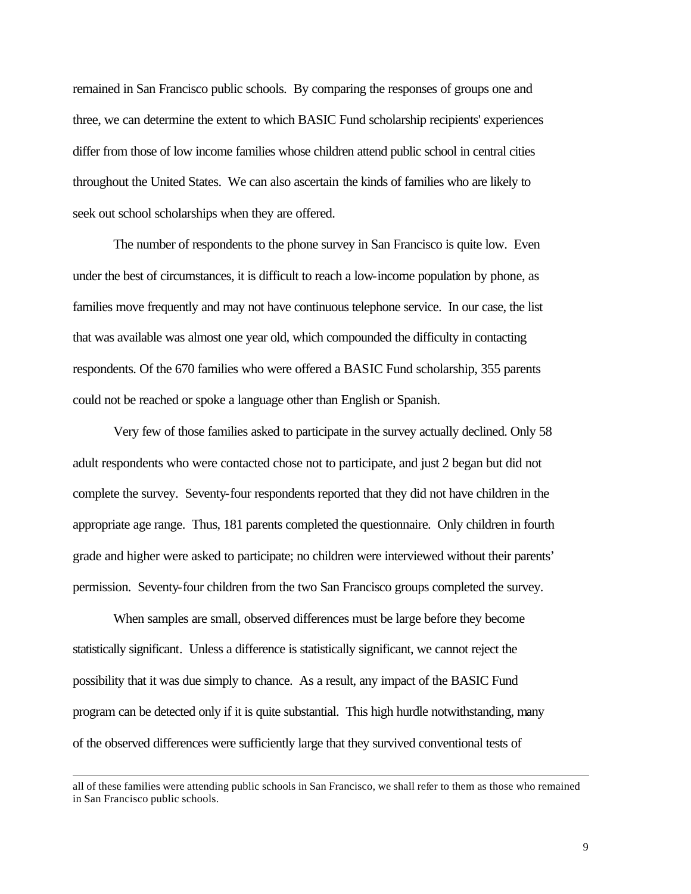remained in San Francisco public schools. By comparing the responses of groups one and three, we can determine the extent to which BASIC Fund scholarship recipients' experiences differ from those of low income families whose children attend public school in central cities throughout the United States. We can also ascertain the kinds of families who are likely to seek out school scholarships when they are offered.

The number of respondents to the phone survey in San Francisco is quite low. Even under the best of circumstances, it is difficult to reach a low-income population by phone, as families move frequently and may not have continuous telephone service. In our case, the list that was available was almost one year old, which compounded the difficulty in contacting respondents. Of the 670 families who were offered a BASIC Fund scholarship, 355 parents could not be reached or spoke a language other than English or Spanish.

Very few of those families asked to participate in the survey actually declined. Only 58 adult respondents who were contacted chose not to participate, and just 2 began but did not complete the survey. Seventy-four respondents reported that they did not have children in the appropriate age range. Thus, 181 parents completed the questionnaire. Only children in fourth grade and higher were asked to participate; no children were interviewed without their parents' permission. Seventy-four children from the two San Francisco groups completed the survey.

When samples are small, observed differences must be large before they become statistically significant. Unless a difference is statistically significant, we cannot reject the possibility that it was due simply to chance. As a result, any impact of the BASIC Fund program can be detected only if it is quite substantial. This high hurdle notwithstanding, many of the observed differences were sufficiently large that they survived conventional tests of

---

all of these families were attending public schools in San Francisco, we shall refer to them as those who remained in San Francisco public schools.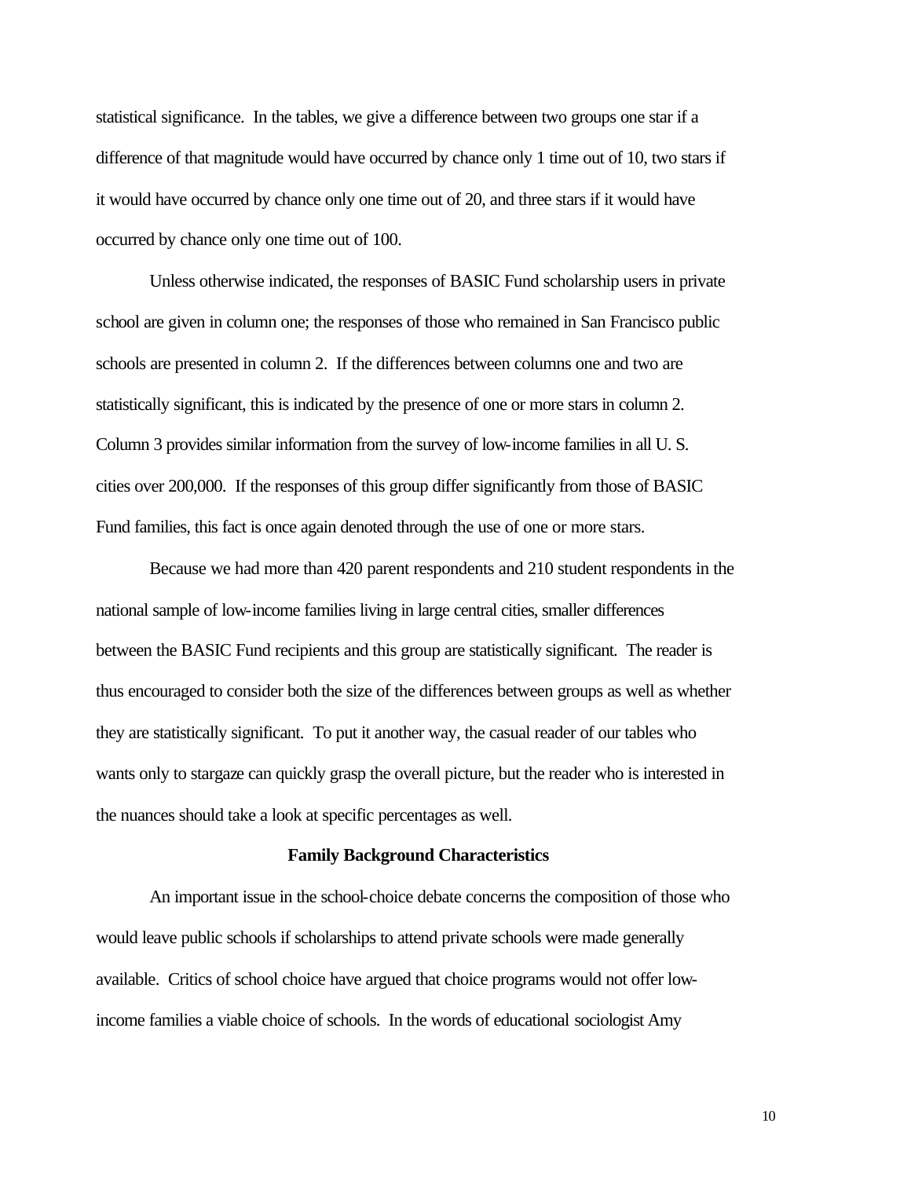statistical significance. In the tables, we give a difference between two groups one star if a difference of that magnitude would have occurred by chance only 1 time out of 10, two stars if it would have occurred by chance only one time out of 20, and three stars if it would have occurred by chance only one time out of 100.

Unless otherwise indicated, the responses of BASIC Fund scholarship users in private school are given in column one; the responses of those who remained in San Francisco public schools are presented in column 2. If the differences between columns one and two are statistically significant, this is indicated by the presence of one or more stars in column 2. Column 3 provides similar information from the survey of low-income families in all U. S. cities over 200,000. If the responses of this group differ significantly from those of BASIC Fund families, this fact is once again denoted through the use of one or more stars.

Because we had more than 420 parent respondents and 210 student respondents in the national sample of low-income families living in large central cities, smaller differences between the BASIC Fund recipients and this group are statistically significant. The reader is thus encouraged to consider both the size of the differences between groups as well as whether they are statistically significant. To put it another way, the casual reader of our tables who wants only to stargaze can quickly grasp the overall picture, but the reader who is interested in the nuances should take a look at specific percentages as well.

### Family Background Characteristics

An important issue in the school-choice debate concerns the composition of those who would leave public schools if scholarships to attend private schools were made generally available. Critics of school choice have argued that choice programs would not offer low-income families a viable choice of schools. In the words of educational sociologist Amy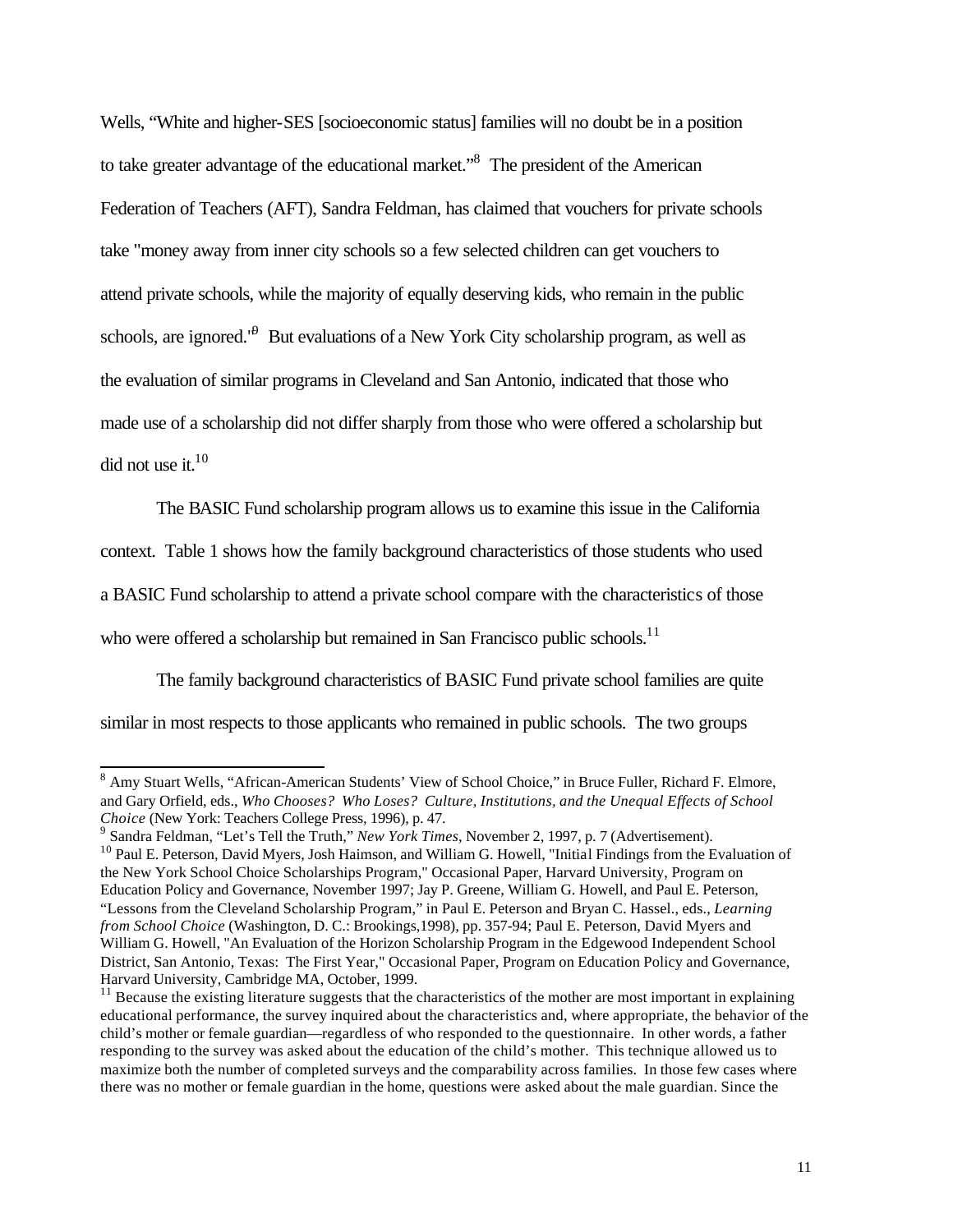Wells, "White and higher-SES [socioeconomic status] families will no doubt be in a position to take greater advantage of the educational market."[8] The president of the American Federation of Teachers (AFT), Sandra Feldman, has claimed that vouchers for private schools take "money away from inner city schools so a few selected children can get vouchers to attend private schools, while the majority of equally deserving kids, who remain in the public schools, are ignored."[9] But evaluations of a New York City scholarship program, as well as the evaluation of similar programs in Cleveland and San Antonio, indicated that those who made use of a scholarship did not differ sharply from those who were offered a scholarship but did not use it.[10]

The BASIC Fund scholarship program allows us to examine this issue in the California context. Table 1 shows how the family background characteristics of those students who used a BASIC Fund scholarship to attend a private school compare with the characteristics of those who were offered a scholarship but remained in San Francisco public schools.[11]

The family background characteristics of BASIC Fund private school families are quite similar in most respects to those applicants who remained in public schools. The two groups

---

[8] Amy Stuart Wells, "African-American Students' View of School Choice," in Bruce Fuller, Richard F. Elmore, and Gary Orfield, eds., *Who Chooses? Who Loses? Culture, Institutions, and the Unequal Effects of School Choice* (New York: Teachers College Press, 1996), p. 47.

[9] Sandra Feldman, "Let's Tell the Truth," *New York Times*, November 2, 1997, p. 7 (Advertisement).

[10] Paul E. Peterson, David Myers, Josh Haimson, and William G. Howell, "Initial Findings from the Evaluation of the New York School Choice Scholarships Program," Occasional Paper, Harvard University, Program on Education Policy and Governance, November 1997; Jay P. Greene, William G. Howell, and Paul E. Peterson, "Lessons from the Cleveland Scholarship Program," in Paul E. Peterson and Bryan C. Hassel., eds., *Learning from School Choice* (Washington, D. C.: Brookings,1998), pp. 357-94; Paul E. Peterson, David Myers and William G. Howell, "An Evaluation of the Horizon Scholarship Program in the Edgewood Independent School District, San Antonio, Texas: The First Year," Occasional Paper, Program on Education Policy and Governance, Harvard University, Cambridge MA, October, 1999.

[11] Because the existing literature suggests that the characteristics of the mother are most important in explaining educational performance, the survey inquired about the characteristics and, where appropriate, the behavior of the child's mother or female guardian—regardless of who responded to the questionnaire. In other words, a father responding to the survey was asked about the education of the child's mother. This technique allowed us to maximize both the number of completed surveys and the comparability across families. In those few cases where there was no mother or female guardian in the home, questions were asked about the male guardian. Since the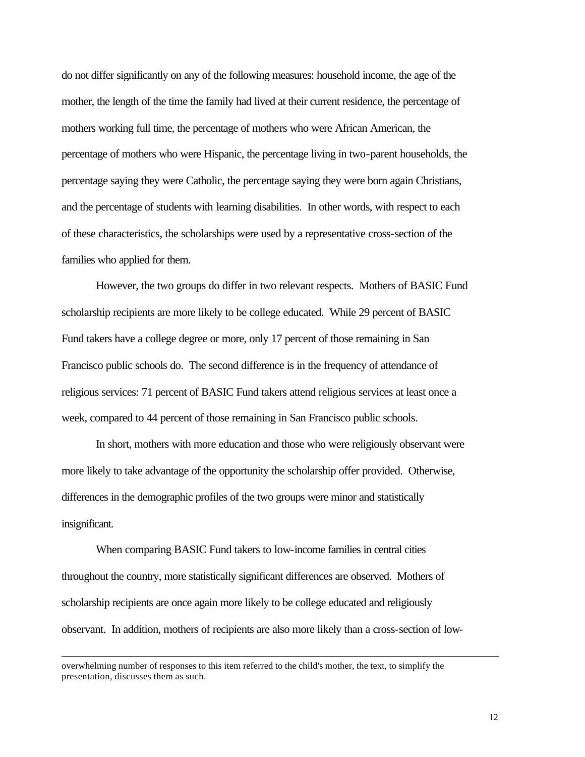do not differ significantly on any of the following measures: household income, the age of the mother, the length of the time the family had lived at their current residence, the percentage of mothers working full time, the percentage of mothers who were African American, the percentage of mothers who were Hispanic, the percentage living in two-parent households, the percentage saying they were Catholic, the percentage saying they were born again Christians, and the percentage of students with learning disabilities. In other words, with respect to each of these characteristics, the scholarships were used by a representative cross-section of the families who applied for them.

However, the two groups do differ in two relevant respects. Mothers of BASIC Fund scholarship recipients are more likely to be college educated. While 29 percent of BASIC Fund takers have a college degree or more, only 17 percent of those remaining in San Francisco public schools do. The second difference is in the frequency of attendance of religious services: 71 percent of BASIC Fund takers attend religious services at least once a week, compared to 44 percent of those remaining in San Francisco public schools.

In short, mothers with more education and those who were religiously observant were more likely to take advantage of the opportunity the scholarship offer provided. Otherwise, differences in the demographic profiles of the two groups were minor and statistically insignificant.

When comparing BASIC Fund takers to low-income families in central cities throughout the country, more statistically significant differences are observed. Mothers of scholarship recipients are once again more likely to be college educated and religiously observant. In addition, mothers of recipients are also more likely than a cross-section of low-

---

overwhelming number of responses to this item referred to the child's mother, the text, to simplify the presentation, discusses them as such.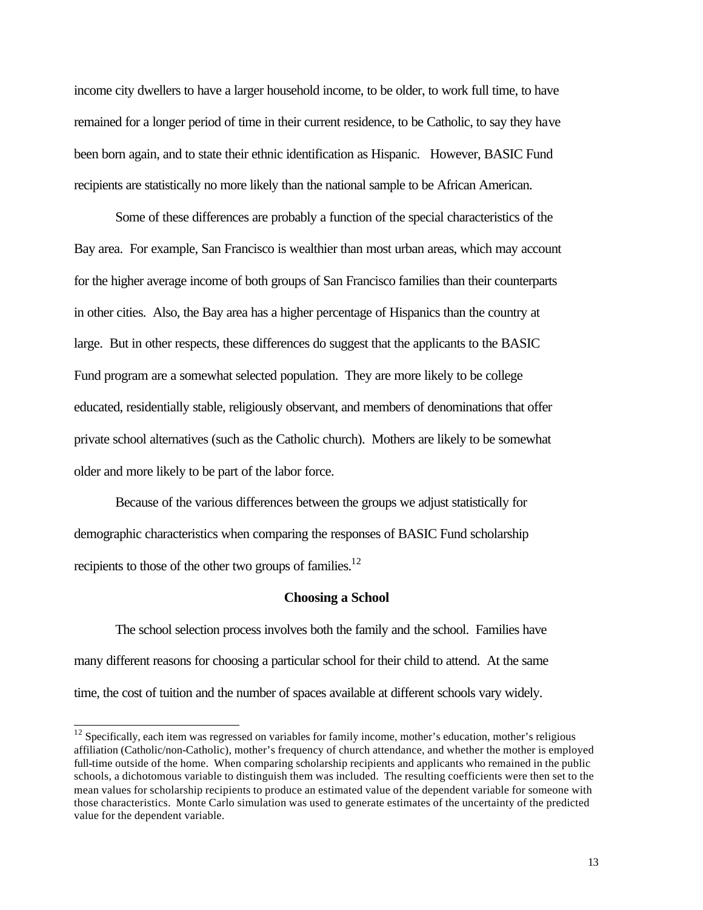income city dwellers to have a larger household income, to be older, to work full time, to have remained for a longer period of time in their current residence, to be Catholic, to say they have been born again, and to state their ethnic identification as Hispanic. However, BASIC Fund recipients are statistically no more likely than the national sample to be African American.

Some of these differences are probably a function of the special characteristics of the Bay area. For example, San Francisco is wealthier than most urban areas, which may account for the higher average income of both groups of San Francisco families than their counterparts in other cities. Also, the Bay area has a higher percentage of Hispanics than the country at large. But in other respects, these differences do suggest that the applicants to the BASIC Fund program are a somewhat selected population. They are more likely to be college educated, residentially stable, religiously observant, and members of denominations that offer private school alternatives (such as the Catholic church). Mothers are likely to be somewhat older and more likely to be part of the labor force.

Because of the various differences between the groups we adjust statistically for demographic characteristics when comparing the responses of BASIC Fund scholarship recipients to those of the other two groups of families.[12]

### Choosing a School

The school selection process involves both the family and the school. Families have many different reasons for choosing a particular school for their child to attend. At the same time, the cost of tuition and the number of spaces available at different schools vary widely.

---

[12] Specifically, each item was regressed on variables for family income, mother's education, mother's religious affiliation (Catholic/non-Catholic), mother's frequency of church attendance, and whether the mother is employed full-time outside of the home. When comparing scholarship recipients and applicants who remained in the public schools, a dichotomous variable to distinguish them was included. The resulting coefficients were then set to the mean values for scholarship recipients to produce an estimated value of the dependent variable for someone with those characteristics. Monte Carlo simulation was used to generate estimates of the uncertainty of the predicted value for the dependent variable.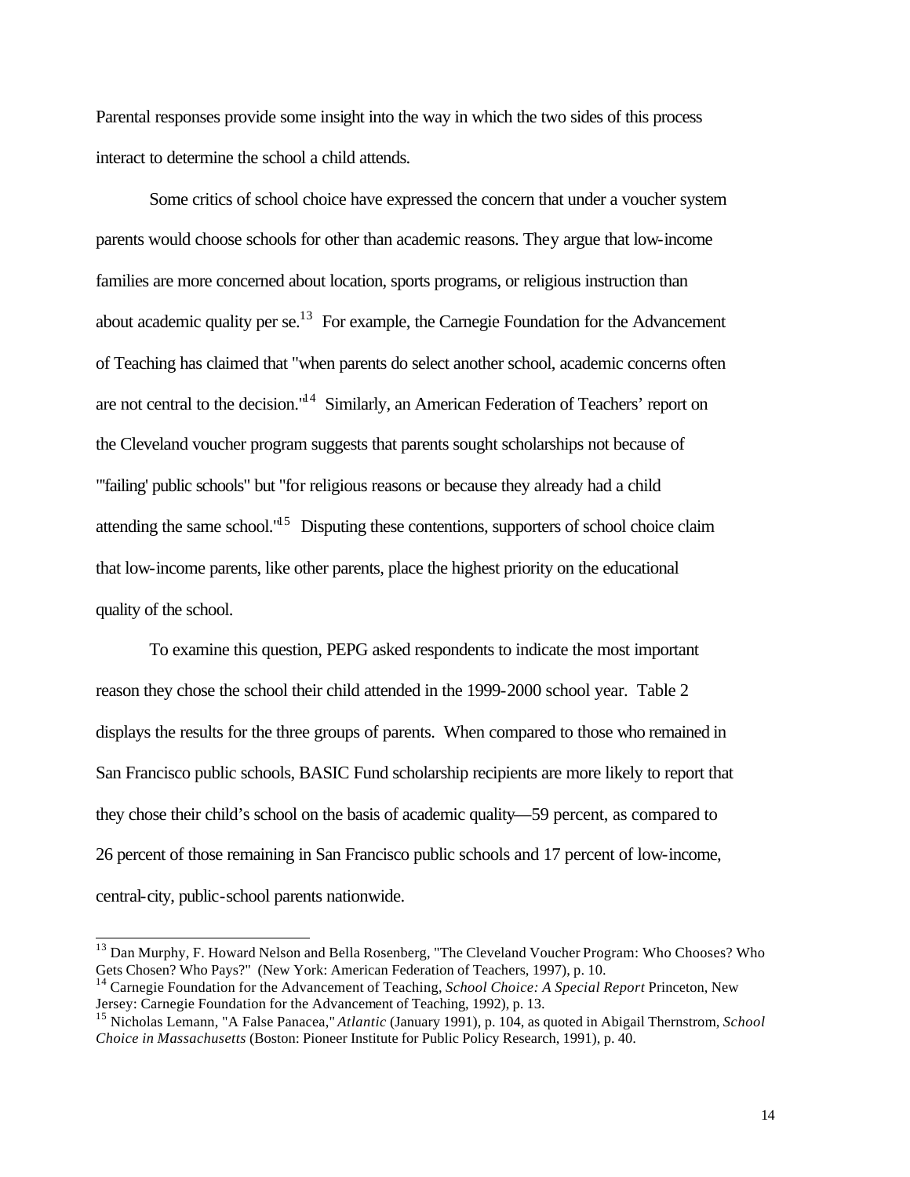Parental responses provide some insight into the way in which the two sides of this process interact to determine the school a child attends.

Some critics of school choice have expressed the concern that under a voucher system parents would choose schools for other than academic reasons. They argue that low-income families are more concerned about location, sports programs, or religious instruction than about academic quality per se.[13] For example, the Carnegie Foundation for the Advancement of Teaching has claimed that "when parents do select another school, academic concerns often are not central to the decision."[14] Similarly, an American Federation of Teachers' report on the Cleveland voucher program suggests that parents sought scholarships not because of "'failing' public schools" but "for religious reasons or because they already had a child attending the same school."[15] Disputing these contentions, supporters of school choice claim that low-income parents, like other parents, place the highest priority on the educational quality of the school.

To examine this question, PEPG asked respondents to indicate the most important reason they chose the school their child attended in the 1999-2000 school year. Table 2 displays the results for the three groups of parents. When compared to those who remained in San Francisco public schools, BASIC Fund scholarship recipients are more likely to report that they chose their child's school on the basis of academic quality—59 percent, as compared to 26 percent of those remaining in San Francisco public schools and 17 percent of low-income, central-city, public-school parents nationwide.

---

[13] Dan Murphy, F. Howard Nelson and Bella Rosenberg, "The Cleveland Voucher Program: Who Chooses? Who Gets Chosen? Who Pays?" (New York: American Federation of Teachers, 1997), p. 10.

[14] Carnegie Foundation for the Advancement of Teaching, *School Choice: A Special Report* Princeton, New Jersey: Carnegie Foundation for the Advancement of Teaching, 1992), p. 13.

[15] Nicholas Lemann, "A False Panacea," *Atlantic* (January 1991), p. 104, as quoted in Abigail Thernstrom, *School Choice in Massachusetts* (Boston: Pioneer Institute for Public Policy Research, 1991), p. 40.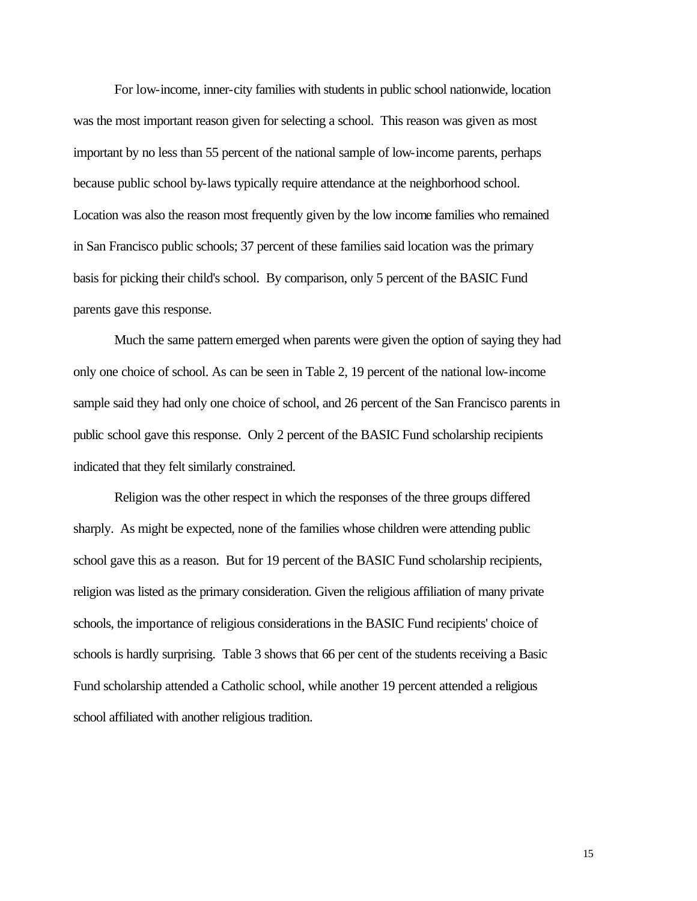For low-income, inner-city families with students in public school nationwide, location was the most important reason given for selecting a school. This reason was given as most important by no less than 55 percent of the national sample of low-income parents, perhaps because public school by-laws typically require attendance at the neighborhood school. Location was also the reason most frequently given by the low income families who remained in San Francisco public schools; 37 percent of these families said location was the primary basis for picking their child's school. By comparison, only 5 percent of the BASIC Fund parents gave this response.

Much the same pattern emerged when parents were given the option of saying they had only one choice of school. As can be seen in Table 2, 19 percent of the national low-income sample said they had only one choice of school, and 26 percent of the San Francisco parents in public school gave this response. Only 2 percent of the BASIC Fund scholarship recipients indicated that they felt similarly constrained.

Religion was the other respect in which the responses of the three groups differed sharply. As might be expected, none of the families whose children were attending public school gave this as a reason. But for 19 percent of the BASIC Fund scholarship recipients, religion was listed as the primary consideration. Given the religious affiliation of many private schools, the importance of religious considerations in the BASIC Fund recipients' choice of schools is hardly surprising. Table 3 shows that 66 per cent of the students receiving a Basic Fund scholarship attended a Catholic school, while another 19 percent attended a religious school affiliated with another religious tradition.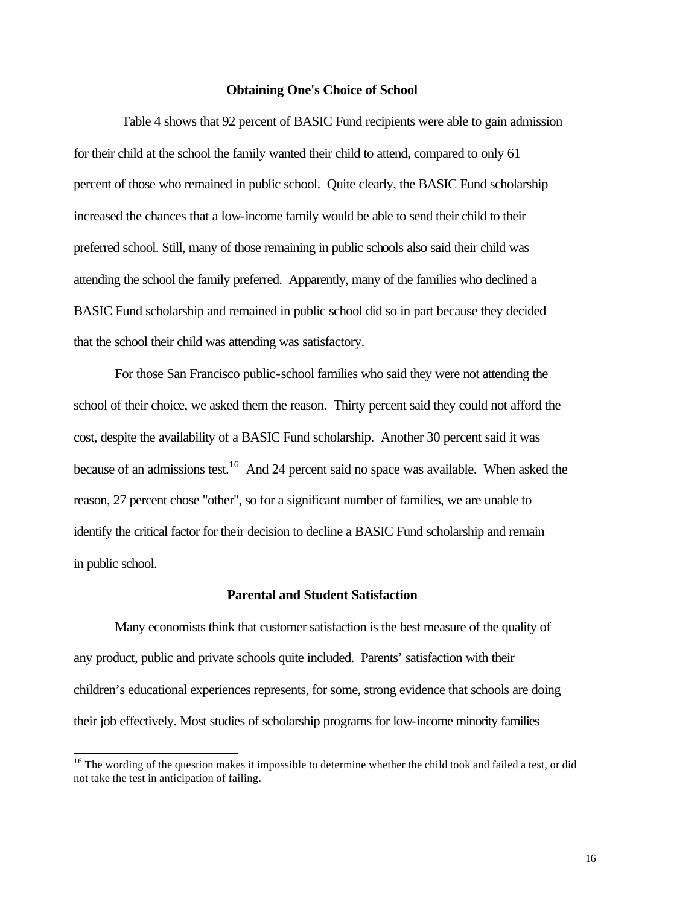## Obtaining One's Choice of School

Table 4 shows that 92 percent of BASIC Fund recipients were able to gain admission for their child at the school the family wanted their child to attend, compared to only 61 percent of those who remained in public school. Quite clearly, the BASIC Fund scholarship increased the chances that a low-income family would be able to send their child to their preferred school. Still, many of those remaining in public schools also said their child was attending the school the family preferred. Apparently, many of the families who declined a BASIC Fund scholarship and remained in public school did so in part because they decided that the school their child was attending was satisfactory.

For those San Francisco public-school families who said they were not attending the school of their choice, we asked them the reason. Thirty percent said they could not afford the cost, despite the availability of a BASIC Fund scholarship. Another 30 percent said it was because of an admissions test.[16] And 24 percent said no space was available. When asked the reason, 27 percent chose "other", so for a significant number of families, we are unable to identify the critical factor for their decision to decline a BASIC Fund scholarship and remain in public school.

## Parental and Student Satisfaction

Many economists think that customer satisfaction is the best measure of the quality of any product, public and private schools quite included. Parents' satisfaction with their children's educational experiences represents, for some, strong evidence that schools are doing their job effectively. Most studies of scholarship programs for low-income minority families

[16] The wording of the question makes it impossible to determine whether the child took and failed a test, or did not take the test in anticipation of failing.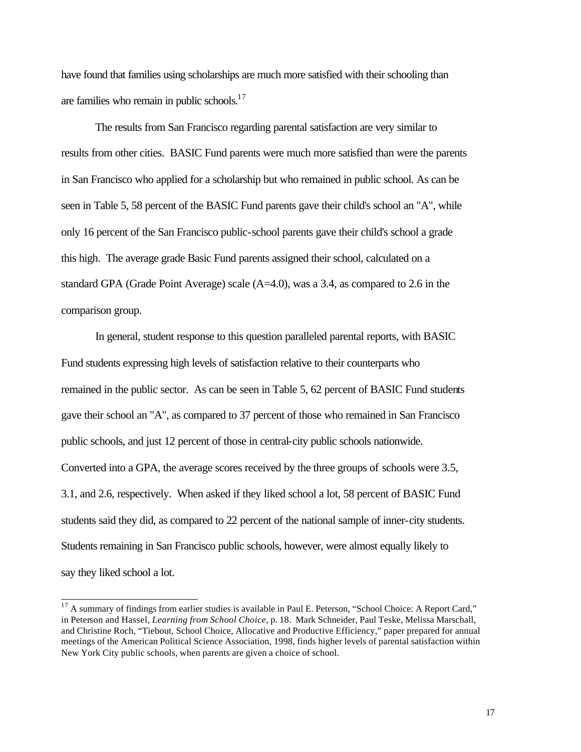have found that families using scholarships are much more satisfied with their schooling than are families who remain in public schools.[17]

The results from San Francisco regarding parental satisfaction are very similar to results from other cities. BASIC Fund parents were much more satisfied than were the parents in San Francisco who applied for a scholarship but who remained in public school. As can be seen in Table 5, 58 percent of the BASIC Fund parents gave their child's school an "A", while only 16 percent of the San Francisco public-school parents gave their child's school a grade this high. The average grade Basic Fund parents assigned their school, calculated on a standard GPA (Grade Point Average) scale (A=4.0), was a 3.4, as compared to 2.6 in the comparison group.

In general, student response to this question paralleled parental reports, with BASIC Fund students expressing high levels of satisfaction relative to their counterparts who remained in the public sector. As can be seen in Table 5, 62 percent of BASIC Fund students gave their school an "A", as compared to 37 percent of those who remained in San Francisco public schools, and just 12 percent of those in central-city public schools nationwide. Converted into a GPA, the average scores received by the three groups of schools were 3.5, 3.1, and 2.6, respectively. When asked if they liked school a lot, 58 percent of BASIC Fund students said they did, as compared to 22 percent of the national sample of inner-city students. Students remaining in San Francisco public schools, however, were almost equally likely to say they liked school a lot.

---

[17] A summary of findings from earlier studies is available in Paul E. Peterson, "School Choice: A Report Card," in Peterson and Hassel, *Learning from School Choice*, p. 18. Mark Schneider, Paul Teske, Melissa Marschall, and Christine Roch, "Tiebout, School Choice, Allocative and Productive Efficiency," paper prepared for annual meetings of the American Political Science Association, 1998, finds higher levels of parental satisfaction within New York City public schools, when parents are given a choice of school.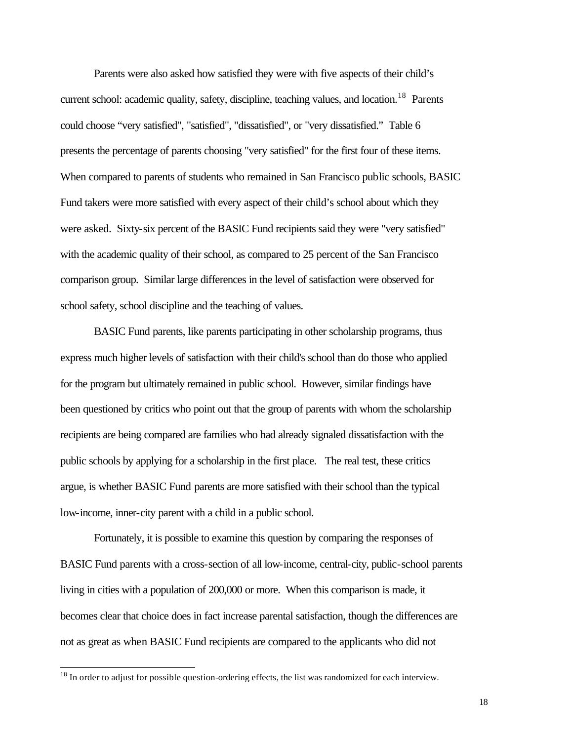Parents were also asked how satisfied they were with five aspects of their child's current school: academic quality, safety, discipline, teaching values, and location.[18] Parents could choose "very satisfied", "satisfied", "dissatisfied", or "very dissatisfied." Table 6 presents the percentage of parents choosing "very satisfied" for the first four of these items. When compared to parents of students who remained in San Francisco public schools, BASIC Fund takers were more satisfied with every aspect of their child's school about which they were asked. Sixty-six percent of the BASIC Fund recipients said they were "very satisfied" with the academic quality of their school, as compared to 25 percent of the San Francisco comparison group. Similar large differences in the level of satisfaction were observed for school safety, school discipline and the teaching of values.

BASIC Fund parents, like parents participating in other scholarship programs, thus express much higher levels of satisfaction with their child's school than do those who applied for the program but ultimately remained in public school. However, similar findings have been questioned by critics who point out that the group of parents with whom the scholarship recipients are being compared are families who had already signaled dissatisfaction with the public schools by applying for a scholarship in the first place. The real test, these critics argue, is whether BASIC Fund parents are more satisfied with their school than the typical low-income, inner-city parent with a child in a public school.

Fortunately, it is possible to examine this question by comparing the responses of BASIC Fund parents with a cross-section of all low-income, central-city, public-school parents living in cities with a population of 200,000 or more. When this comparison is made, it becomes clear that choice does in fact increase parental satisfaction, though the differences are not as great as when BASIC Fund recipients are compared to the applicants who did not

[18] In order to adjust for possible question-ordering effects, the list was randomized for each interview.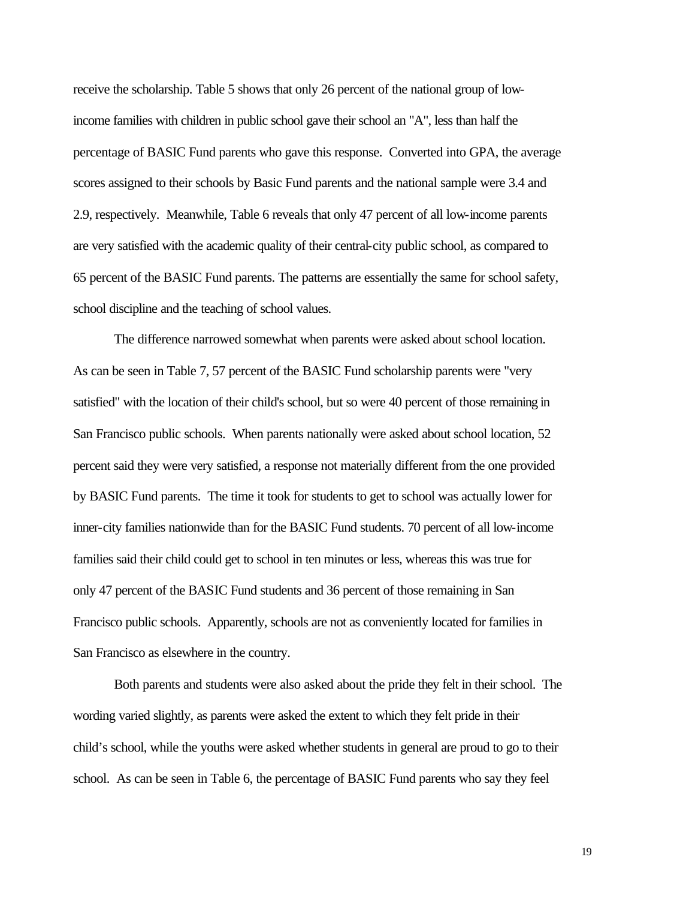receive the scholarship. Table 5 shows that only 26 percent of the national group of low-income families with children in public school gave their school an "A", less than half the percentage of BASIC Fund parents who gave this response. Converted into GPA, the average scores assigned to their schools by Basic Fund parents and the national sample were 3.4 and 2.9, respectively. Meanwhile, Table 6 reveals that only 47 percent of all low-income parents are very satisfied with the academic quality of their central-city public school, as compared to 65 percent of the BASIC Fund parents. The patterns are essentially the same for school safety, school discipline and the teaching of school values.

The difference narrowed somewhat when parents were asked about school location. As can be seen in Table 7, 57 percent of the BASIC Fund scholarship parents were "very satisfied" with the location of their child's school, but so were 40 percent of those remaining in San Francisco public schools. When parents nationally were asked about school location, 52 percent said they were very satisfied, a response not materially different from the one provided by BASIC Fund parents. The time it took for students to get to school was actually lower for inner-city families nationwide than for the BASIC Fund students. 70 percent of all low-income families said their child could get to school in ten minutes or less, whereas this was true for only 47 percent of the BASIC Fund students and 36 percent of those remaining in San Francisco public schools. Apparently, schools are not as conveniently located for families in San Francisco as elsewhere in the country.

Both parents and students were also asked about the pride they felt in their school. The wording varied slightly, as parents were asked the extent to which they felt pride in their child's school, while the youths were asked whether students in general are proud to go to their school. As can be seen in Table 6, the percentage of BASIC Fund parents who say they feel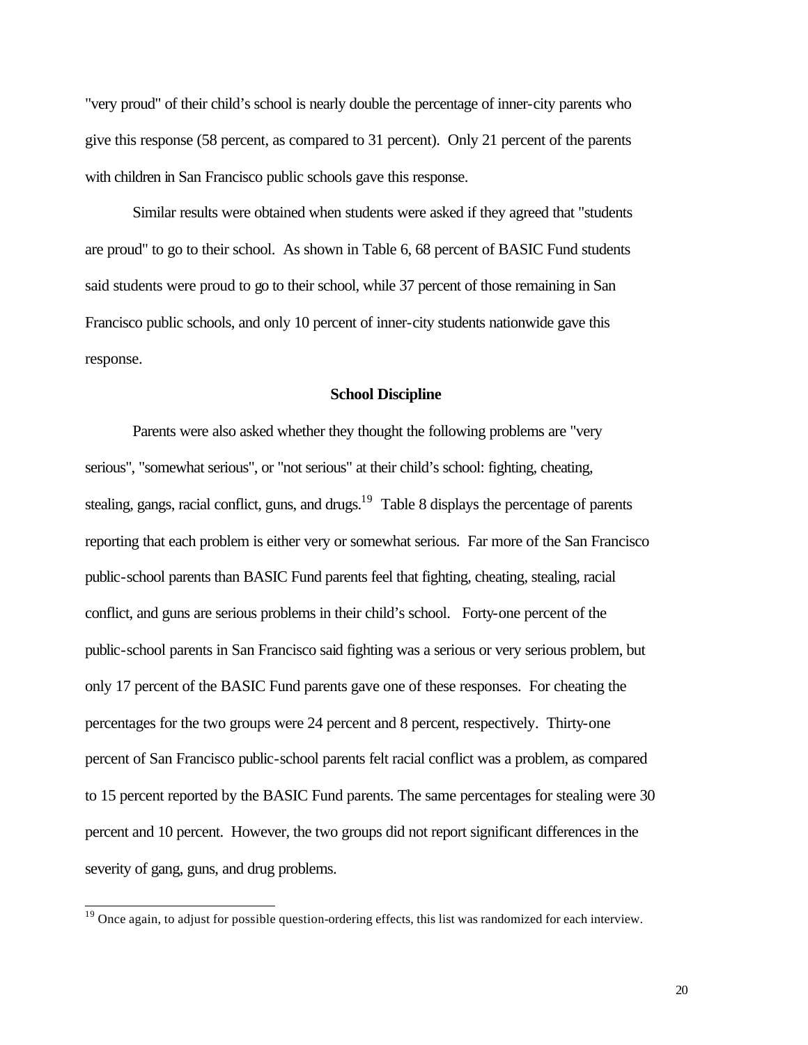"very proud" of their child's school is nearly double the percentage of inner-city parents who give this response (58 percent, as compared to 31 percent). Only 21 percent of the parents with children in San Francisco public schools gave this response.

Similar results were obtained when students were asked if they agreed that "students are proud" to go to their school. As shown in Table 6, 68 percent of BASIC Fund students said students were proud to go to their school, while 37 percent of those remaining in San Francisco public schools, and only 10 percent of inner-city students nationwide gave this response.

### School Discipline

Parents were also asked whether they thought the following problems are "very serious", "somewhat serious", or "not serious" at their child's school: fighting, cheating, stealing, gangs, racial conflict, guns, and drugs.[19] Table 8 displays the percentage of parents reporting that each problem is either very or somewhat serious. Far more of the San Francisco public-school parents than BASIC Fund parents feel that fighting, cheating, stealing, racial conflict, and guns are serious problems in their child's school. Forty-one percent of the public-school parents in San Francisco said fighting was a serious or very serious problem, but only 17 percent of the BASIC Fund parents gave one of these responses. For cheating the percentages for the two groups were 24 percent and 8 percent, respectively. Thirty-one percent of San Francisco public-school parents felt racial conflict was a problem, as compared to 15 percent reported by the BASIC Fund parents. The same percentages for stealing were 30 percent and 10 percent. However, the two groups did not report significant differences in the severity of gang, guns, and drug problems.

---

[19] Once again, to adjust for possible question-ordering effects, this list was randomized for each interview.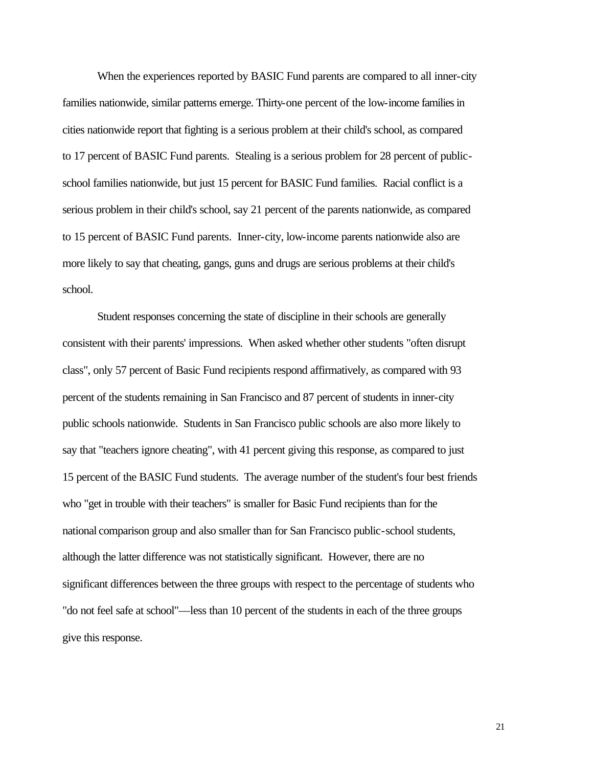When the experiences reported by BASIC Fund parents are compared to all inner-city families nationwide, similar patterns emerge. Thirty-one percent of the low-income families in cities nationwide report that fighting is a serious problem at their child's school, as compared to 17 percent of BASIC Fund parents. Stealing is a serious problem for 28 percent of public-school families nationwide, but just 15 percent for BASIC Fund families. Racial conflict is a serious problem in their child's school, say 21 percent of the parents nationwide, as compared to 15 percent of BASIC Fund parents. Inner-city, low-income parents nationwide also are more likely to say that cheating, gangs, guns and drugs are serious problems at their child's school.

Student responses concerning the state of discipline in their schools are generally consistent with their parents' impressions. When asked whether other students "often disrupt class", only 57 percent of Basic Fund recipients respond affirmatively, as compared with 93 percent of the students remaining in San Francisco and 87 percent of students in inner-city public schools nationwide. Students in San Francisco public schools are also more likely to say that "teachers ignore cheating", with 41 percent giving this response, as compared to just 15 percent of the BASIC Fund students. The average number of the student's four best friends who "get in trouble with their teachers" is smaller for Basic Fund recipients than for the national comparison group and also smaller than for San Francisco public-school students, although the latter difference was not statistically significant. However, there are no significant differences between the three groups with respect to the percentage of students who "do not feel safe at school"—less than 10 percent of the students in each of the three groups give this response.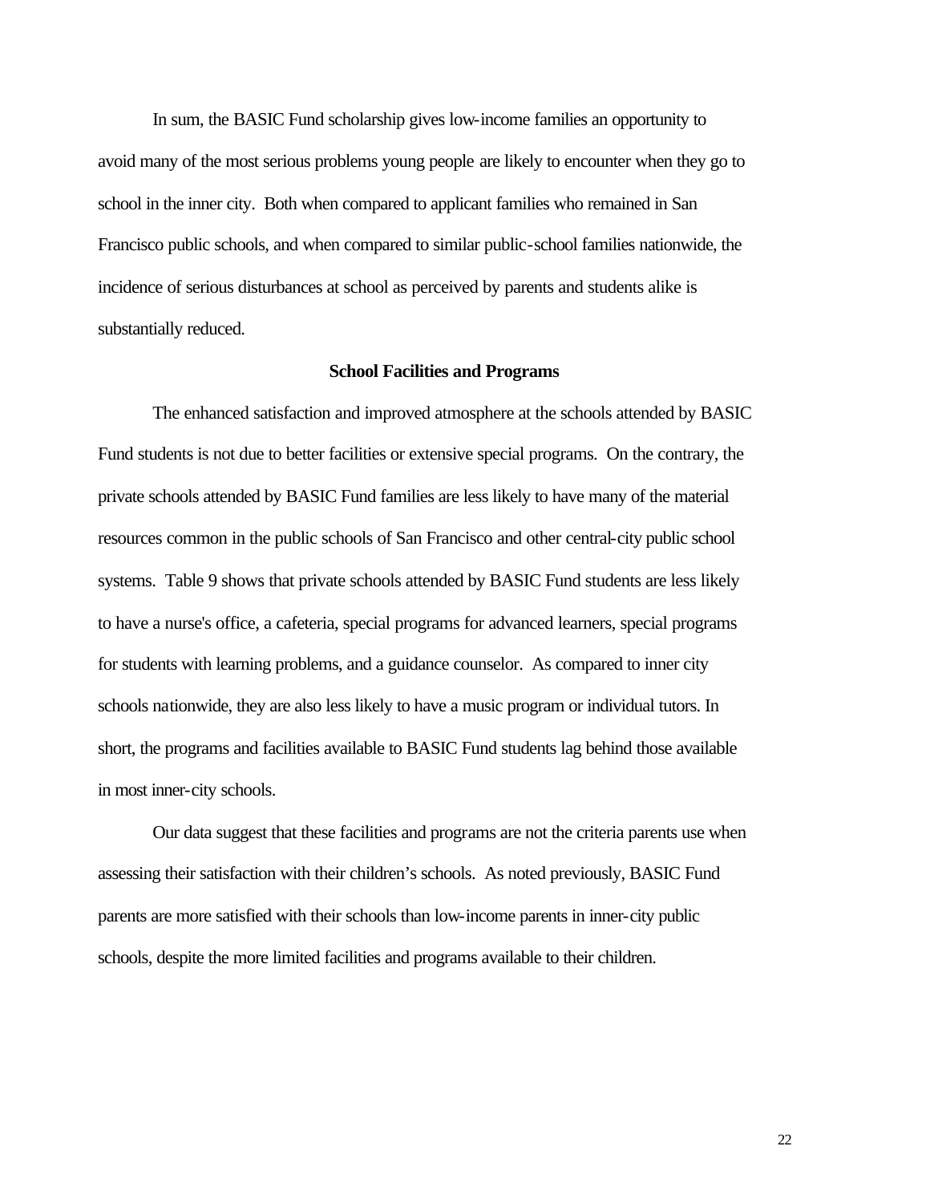In sum, the BASIC Fund scholarship gives low-income families an opportunity to avoid many of the most serious problems young people are likely to encounter when they go to school in the inner city. Both when compared to applicant families who remained in San Francisco public schools, and when compared to similar public-school families nationwide, the incidence of serious disturbances at school as perceived by parents and students alike is substantially reduced.

### School Facilities and Programs

The enhanced satisfaction and improved atmosphere at the schools attended by BASIC Fund students is not due to better facilities or extensive special programs. On the contrary, the private schools attended by BASIC Fund families are less likely to have many of the material resources common in the public schools of San Francisco and other central-city public school systems. Table 9 shows that private schools attended by BASIC Fund students are less likely to have a nurse's office, a cafeteria, special programs for advanced learners, special programs for students with learning problems, and a guidance counselor. As compared to inner city schools nationwide, they are also less likely to have a music program or individual tutors. In short, the programs and facilities available to BASIC Fund students lag behind those available in most inner-city schools.

Our data suggest that these facilities and programs are not the criteria parents use when assessing their satisfaction with their children's schools. As noted previously, BASIC Fund parents are more satisfied with their schools than low-income parents in inner-city public schools, despite the more limited facilities and programs available to their children.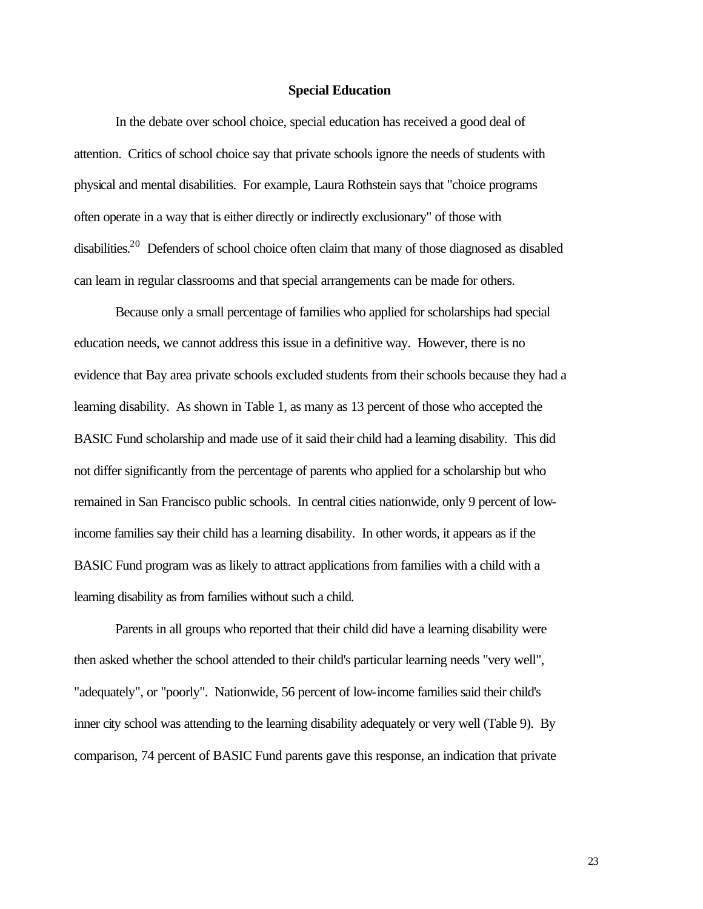## Special Education

In the debate over school choice, special education has received a good deal of attention. Critics of school choice say that private schools ignore the needs of students with physical and mental disabilities. For example, Laura Rothstein says that "choice programs often operate in a way that is either directly or indirectly exclusionary" of those with disabilities.[20] Defenders of school choice often claim that many of those diagnosed as disabled can learn in regular classrooms and that special arrangements can be made for others.

Because only a small percentage of families who applied for scholarships had special education needs, we cannot address this issue in a definitive way. However, there is no evidence that Bay area private schools excluded students from their schools because they had a learning disability. As shown in Table 1, as many as 13 percent of those who accepted the BASIC Fund scholarship and made use of it said their child had a learning disability. This did not differ significantly from the percentage of parents who applied for a scholarship but who remained in San Francisco public schools. In central cities nationwide, only 9 percent of low-income families say their child has a learning disability. In other words, it appears as if the BASIC Fund program was as likely to attract applications from families with a child with a learning disability as from families without such a child.

Parents in all groups who reported that their child did have a learning disability were then asked whether the school attended to their child's particular learning needs "very well", "adequately", or "poorly". Nationwide, 56 percent of low-income families said their child's inner city school was attending to the learning disability adequately or very well (Table 9). By comparison, 74 percent of BASIC Fund parents gave this response, an indication that private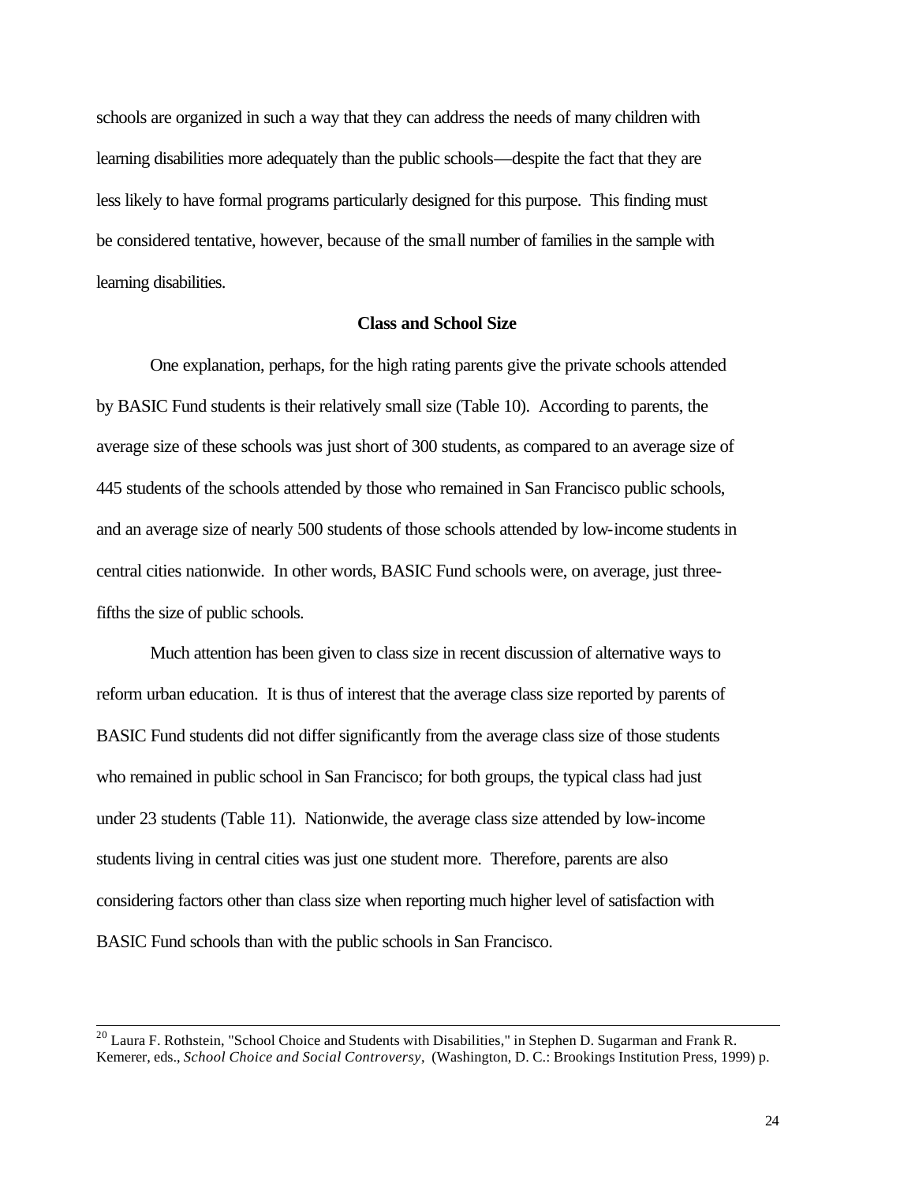schools are organized in such a way that they can address the needs of many children with learning disabilities more adequately than the public schools—despite the fact that they are less likely to have formal programs particularly designed for this purpose. This finding must be considered tentative, however, because of the small number of families in the sample with learning disabilities.

### Class and School Size

One explanation, perhaps, for the high rating parents give the private schools attended by BASIC Fund students is their relatively small size (Table 10). According to parents, the average size of these schools was just short of 300 students, as compared to an average size of 445 students of the schools attended by those who remained in San Francisco public schools, and an average size of nearly 500 students of those schools attended by low-income students in central cities nationwide. In other words, BASIC Fund schools were, on average, just three-fifths the size of public schools.

Much attention has been given to class size in recent discussion of alternative ways to reform urban education. It is thus of interest that the average class size reported by parents of BASIC Fund students did not differ significantly from the average class size of those students who remained in public school in San Francisco; for both groups, the typical class had just under 23 students (Table 11). Nationwide, the average class size attended by low-income students living in central cities was just one student more. Therefore, parents are also considering factors other than class size when reporting much higher level of satisfaction with BASIC Fund schools than with the public schools in San Francisco.

---

[20] Laura F. Rothstein, "School Choice and Students with Disabilities," in Stephen D. Sugarman and Frank R. Kemerer, eds., *School Choice and Social Controversy*, (Washington, D. C.: Brookings Institution Press, 1999) p.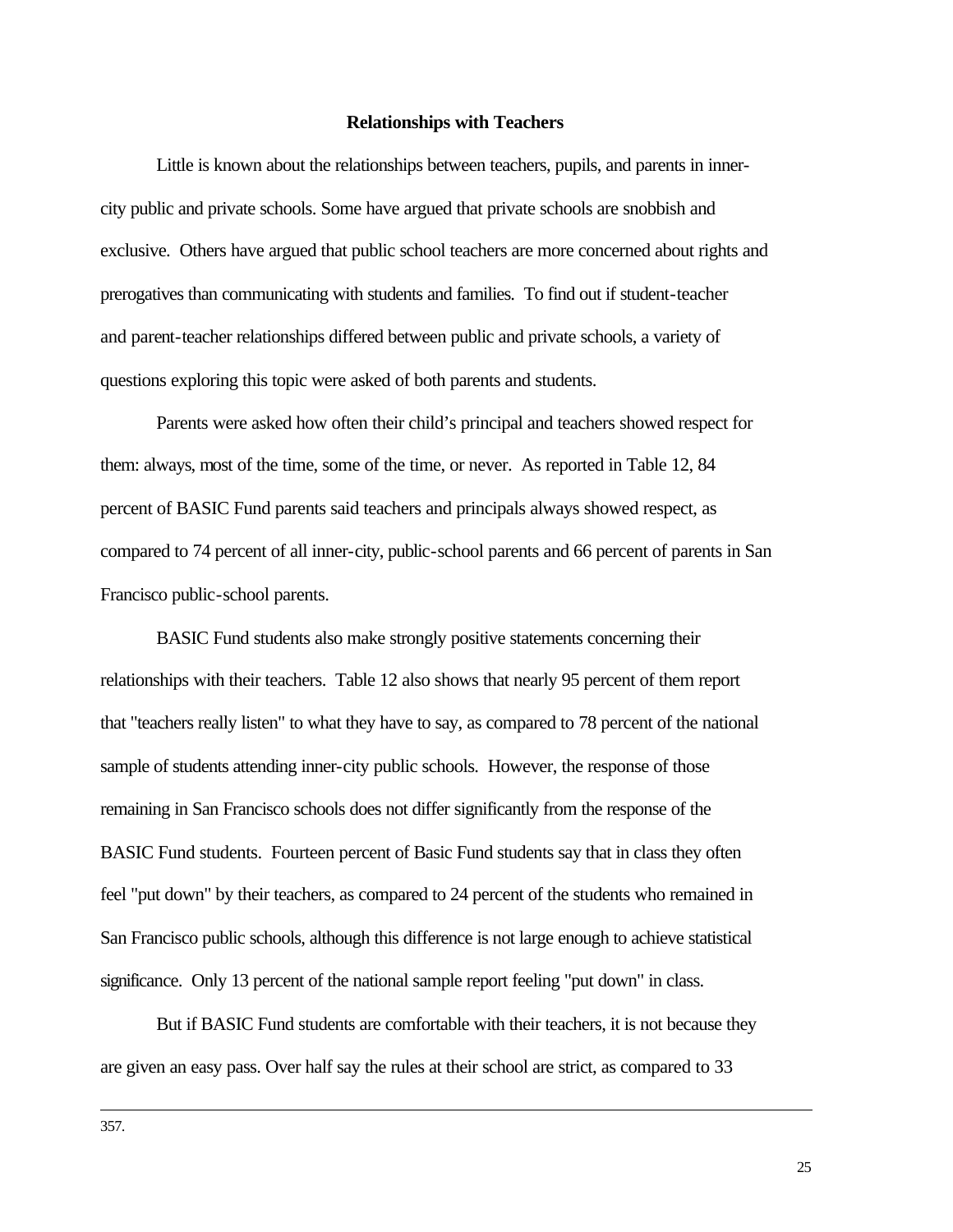**Relationships with Teachers**

Little is known about the relationships between teachers, pupils, and parents in inner-city public and private schools. Some have argued that private schools are snobbish and exclusive. Others have argued that public school teachers are more concerned about rights and prerogatives than communicating with students and families. To find out if student-teacher and parent-teacher relationships differed between public and private schools, a variety of questions exploring this topic were asked of both parents and students.

Parents were asked how often their child's principal and teachers showed respect for them: always, most of the time, some of the time, or never. As reported in Table 12, 84 percent of BASIC Fund parents said teachers and principals always showed respect, as compared to 74 percent of all inner-city, public-school parents and 66 percent of parents in San Francisco public-school parents.

BASIC Fund students also make strongly positive statements concerning their relationships with their teachers. Table 12 also shows that nearly 95 percent of them report that "teachers really listen" to what they have to say, as compared to 78 percent of the national sample of students attending inner-city public schools. However, the response of those remaining in San Francisco schools does not differ significantly from the response of the BASIC Fund students. Fourteen percent of Basic Fund students say that in class they often feel "put down" by their teachers, as compared to 24 percent of the students who remained in San Francisco public schools, although this difference is not large enough to achieve statistical significance. Only 13 percent of the national sample report feeling "put down" in class.

But if BASIC Fund students are comfortable with their teachers, it is not because they are given an easy pass. Over half say the rules at their school are strict, as compared to 33

---

357.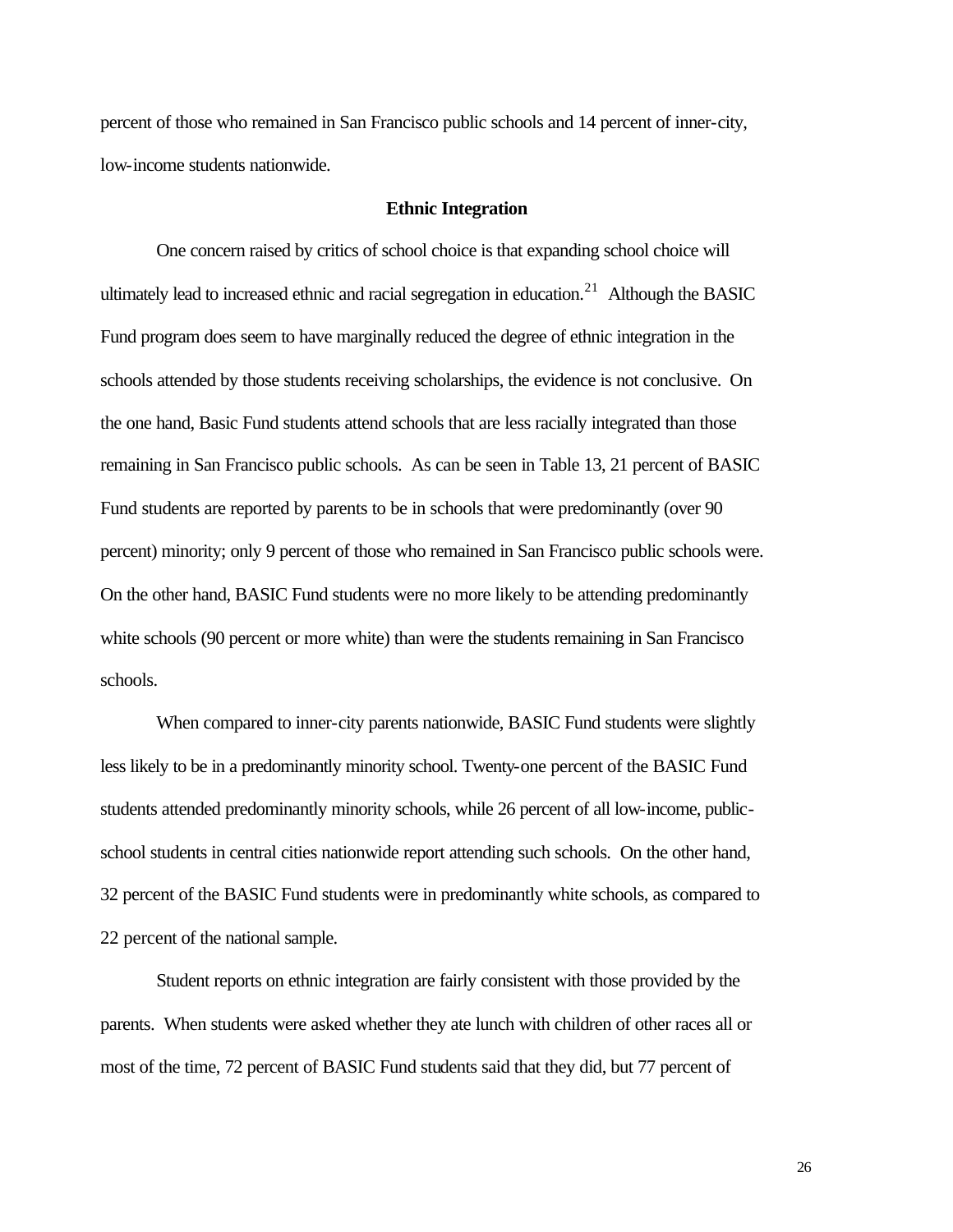percent of those who remained in San Francisco public schools and 14 percent of inner-city, low-income students nationwide.

### Ethnic Integration

One concern raised by critics of school choice is that expanding school choice will ultimately lead to increased ethnic and racial segregation in education.[21] Although the BASIC Fund program does seem to have marginally reduced the degree of ethnic integration in the schools attended by those students receiving scholarships, the evidence is not conclusive. On the one hand, Basic Fund students attend schools that are less racially integrated than those remaining in San Francisco public schools. As can be seen in Table 13, 21 percent of BASIC Fund students are reported by parents to be in schools that were predominantly (over 90 percent) minority; only 9 percent of those who remained in San Francisco public schools were. On the other hand, BASIC Fund students were no more likely to be attending predominantly white schools (90 percent or more white) than were the students remaining in San Francisco schools.

When compared to inner-city parents nationwide, BASIC Fund students were slightly less likely to be in a predominantly minority school. Twenty-one percent of the BASIC Fund students attended predominantly minority schools, while 26 percent of all low-income, public-school students in central cities nationwide report attending such schools. On the other hand, 32 percent of the BASIC Fund students were in predominantly white schools, as compared to 22 percent of the national sample.

Student reports on ethnic integration are fairly consistent with those provided by the parents. When students were asked whether they ate lunch with children of other races all or most of the time, 72 percent of BASIC Fund students said that they did, but 77 percent of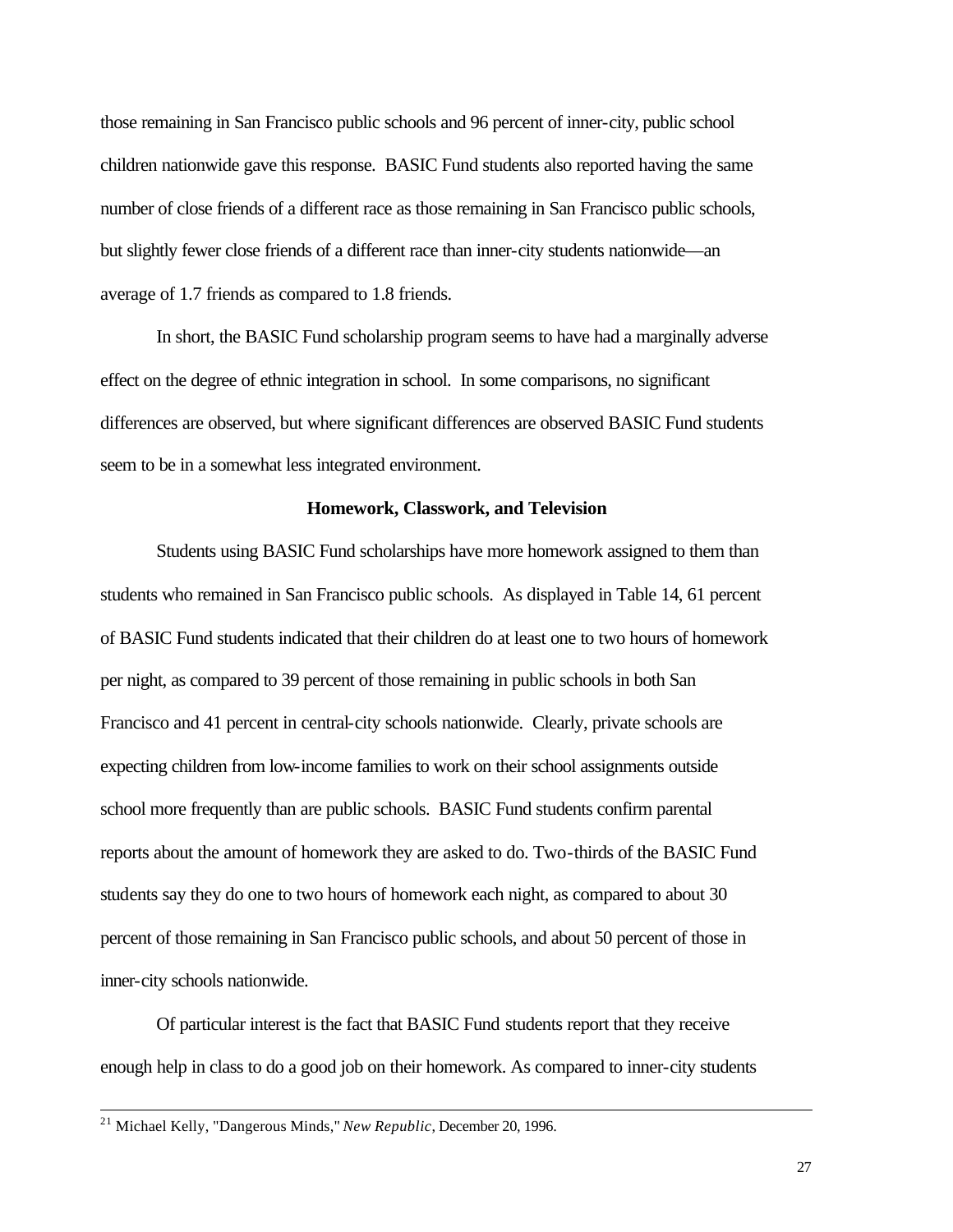those remaining in San Francisco public schools and 96 percent of inner-city, public school children nationwide gave this response. BASIC Fund students also reported having the same number of close friends of a different race as those remaining in San Francisco public schools, but slightly fewer close friends of a different race than inner-city students nationwide—an average of 1.7 friends as compared to 1.8 friends.

In short, the BASIC Fund scholarship program seems to have had a marginally adverse effect on the degree of ethnic integration in school. In some comparisons, no significant differences are observed, but where significant differences are observed BASIC Fund students seem to be in a somewhat less integrated environment.

### Homework, Classwork, and Television

Students using BASIC Fund scholarships have more homework assigned to them than students who remained in San Francisco public schools. As displayed in Table 14, 61 percent of BASIC Fund students indicated that their children do at least one to two hours of homework per night, as compared to 39 percent of those remaining in public schools in both San Francisco and 41 percent in central-city schools nationwide. Clearly, private schools are expecting children from low-income families to work on their school assignments outside school more frequently than are public schools. BASIC Fund students confirm parental reports about the amount of homework they are asked to do. Two-thirds of the BASIC Fund students say they do one to two hours of homework each night, as compared to about 30 percent of those remaining in San Francisco public schools, and about 50 percent of those in inner-city schools nationwide.

Of particular interest is the fact that BASIC Fund students report that they receive enough help in class to do a good job on their homework. As compared to inner-city students

---

[21] Michael Kelly, "Dangerous Minds," *New Republic*, December 20, 1996.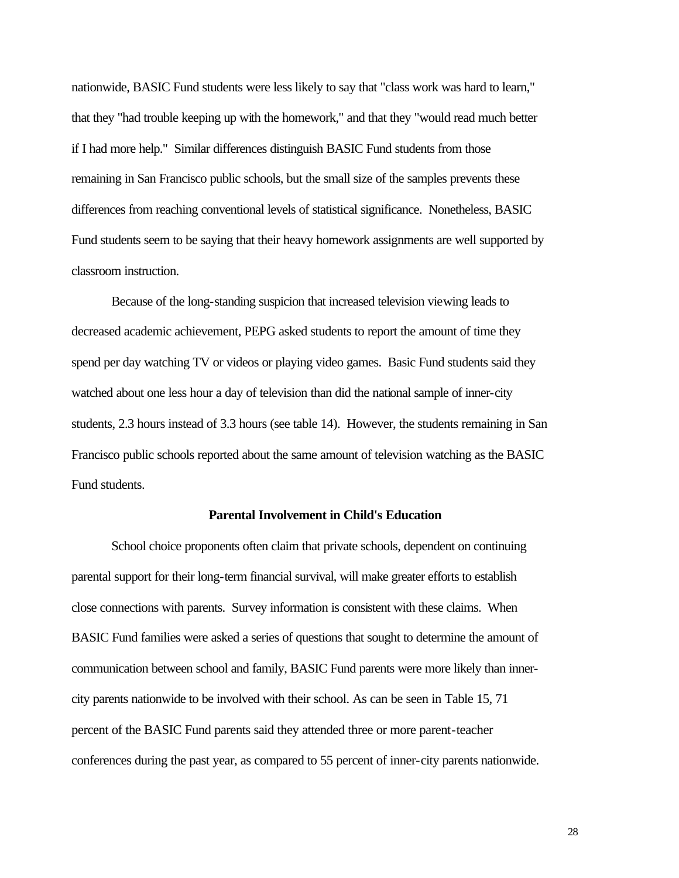nationwide, BASIC Fund students were less likely to say that "class work was hard to learn," that they "had trouble keeping up with the homework," and that they "would read much better if I had more help." Similar differences distinguish BASIC Fund students from those remaining in San Francisco public schools, but the small size of the samples prevents these differences from reaching conventional levels of statistical significance. Nonetheless, BASIC Fund students seem to be saying that their heavy homework assignments are well supported by classroom instruction.

Because of the long-standing suspicion that increased television viewing leads to decreased academic achievement, PEPG asked students to report the amount of time they spend per day watching TV or videos or playing video games. Basic Fund students said they watched about one less hour a day of television than did the national sample of inner-city students, 2.3 hours instead of 3.3 hours (see table 14). However, the students remaining in San Francisco public schools reported about the same amount of television watching as the BASIC Fund students.

### Parental Involvement in Child's Education

School choice proponents often claim that private schools, dependent on continuing parental support for their long-term financial survival, will make greater efforts to establish close connections with parents. Survey information is consistent with these claims. When BASIC Fund families were asked a series of questions that sought to determine the amount of communication between school and family, BASIC Fund parents were more likely than inner-city parents nationwide to be involved with their school. As can be seen in Table 15, 71 percent of the BASIC Fund parents said they attended three or more parent-teacher conferences during the past year, as compared to 55 percent of inner-city parents nationwide.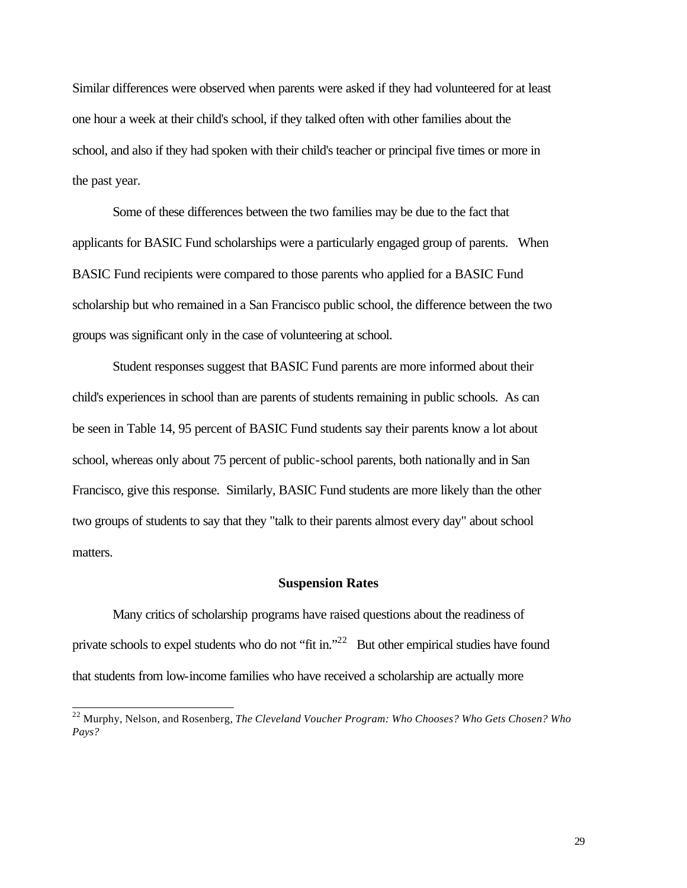Similar differences were observed when parents were asked if they had volunteered for at least one hour a week at their child's school, if they talked often with other families about the school, and also if they had spoken with their child's teacher or principal five times or more in the past year.

Some of these differences between the two families may be due to the fact that applicants for BASIC Fund scholarships were a particularly engaged group of parents. When BASIC Fund recipients were compared to those parents who applied for a BASIC Fund scholarship but who remained in a San Francisco public school, the difference between the two groups was significant only in the case of volunteering at school.

Student responses suggest that BASIC Fund parents are more informed about their child's experiences in school than are parents of students remaining in public schools. As can be seen in Table 14, 95 percent of BASIC Fund students say their parents know a lot about school, whereas only about 75 percent of public-school parents, both nationally and in San Francisco, give this response. Similarly, BASIC Fund students are more likely than the other two groups of students to say that they "talk to their parents almost every day" about school matters.

### Suspension Rates

Many critics of scholarship programs have raised questions about the readiness of private schools to expel students who do not "fit in."[22] But other empirical studies have found that students from low-income families who have received a scholarship are actually more

[22] Murphy, Nelson, and Rosenberg, *The Cleveland Voucher Program: Who Chooses? Who Gets Chosen? Who Pays?*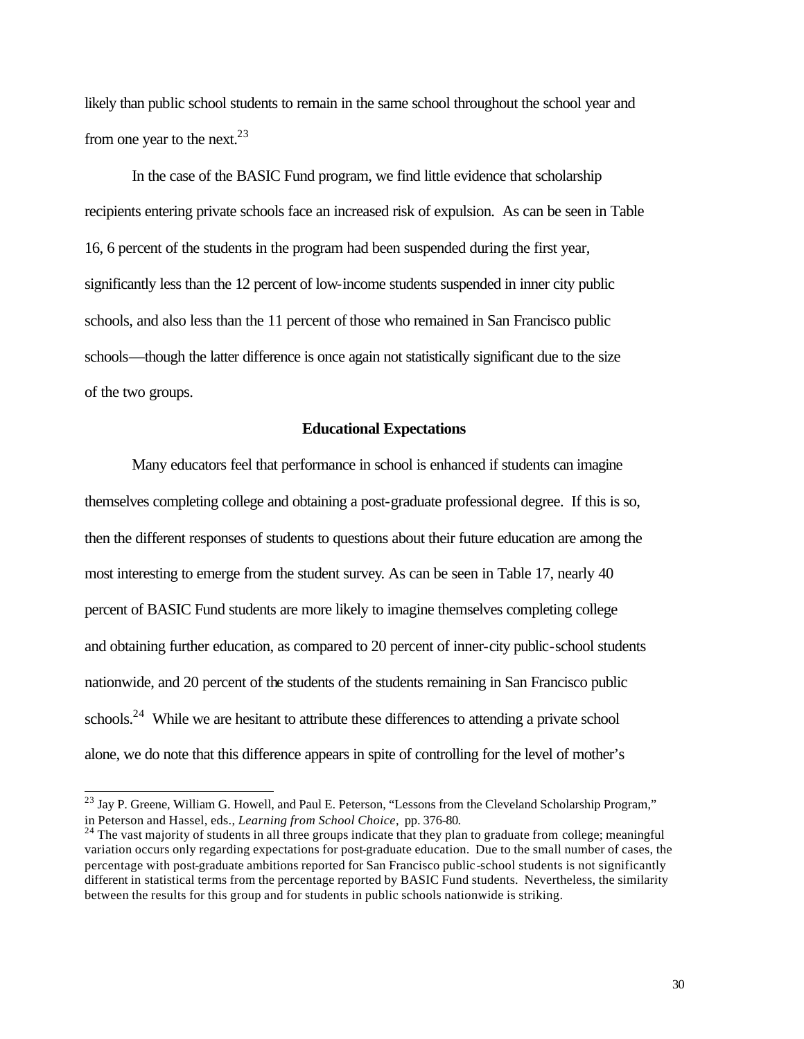likely than public school students to remain in the same school throughout the school year and from one year to the next.[23]

In the case of the BASIC Fund program, we find little evidence that scholarship recipients entering private schools face an increased risk of expulsion. As can be seen in Table 16, 6 percent of the students in the program had been suspended during the first year, significantly less than the 12 percent of low-income students suspended in inner city public schools, and also less than the 11 percent of those who remained in San Francisco public schools—though the latter difference is once again not statistically significant due to the size of the two groups.

### Educational Expectations

Many educators feel that performance in school is enhanced if students can imagine themselves completing college and obtaining a post-graduate professional degree. If this is so, then the different responses of students to questions about their future education are among the most interesting to emerge from the student survey. As can be seen in Table 17, nearly 40 percent of BASIC Fund students are more likely to imagine themselves completing college and obtaining further education, as compared to 20 percent of inner-city public-school students nationwide, and 20 percent of the students of the students remaining in San Francisco public schools.[24] While we are hesitant to attribute these differences to attending a private school alone, we do note that this difference appears in spite of controlling for the level of mother's

---

[23] Jay P. Greene, William G. Howell, and Paul E. Peterson, "Lessons from the Cleveland Scholarship Program," in Peterson and Hassel, eds., *Learning from School Choice*, pp. 376-80.

[24] The vast majority of students in all three groups indicate that they plan to graduate from college; meaningful variation occurs only regarding expectations for post-graduate education. Due to the small number of cases, the percentage with post-graduate ambitions reported for San Francisco public-school students is not significantly different in statistical terms from the percentage reported by BASIC Fund students. Nevertheless, the similarity between the results for this group and for students in public schools nationwide is striking.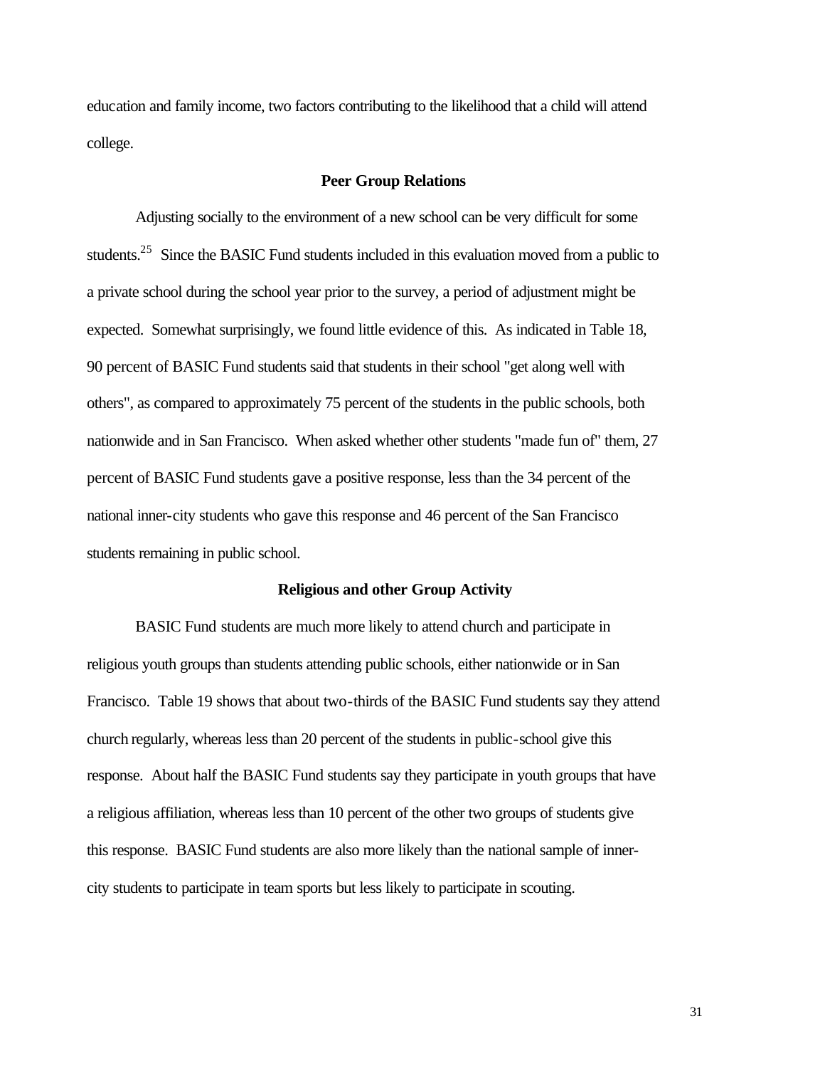education and family income, two factors contributing to the likelihood that a child will attend college.

### Peer Group Relations

Adjusting socially to the environment of a new school can be very difficult for some students.[25] Since the BASIC Fund students included in this evaluation moved from a public to a private school during the school year prior to the survey, a period of adjustment might be expected. Somewhat surprisingly, we found little evidence of this. As indicated in Table 18, 90 percent of BASIC Fund students said that students in their school "get along well with others", as compared to approximately 75 percent of the students in the public schools, both nationwide and in San Francisco. When asked whether other students "made fun of" them, 27 percent of BASIC Fund students gave a positive response, less than the 34 percent of the national inner-city students who gave this response and 46 percent of the San Francisco students remaining in public school.

### Religious and other Group Activity

BASIC Fund students are much more likely to attend church and participate in religious youth groups than students attending public schools, either nationwide or in San Francisco. Table 19 shows that about two-thirds of the BASIC Fund students say they attend church regularly, whereas less than 20 percent of the students in public-school give this response. About half the BASIC Fund students say they participate in youth groups that have a religious affiliation, whereas less than 10 percent of the other two groups of students give this response. BASIC Fund students are also more likely than the national sample of inner-city students to participate in team sports but less likely to participate in scouting.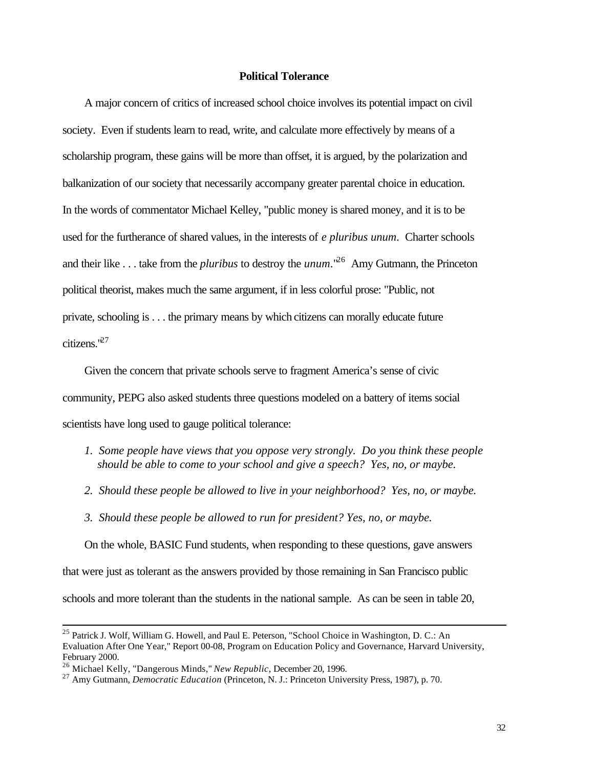## Political Tolerance

A major concern of critics of increased school choice involves its potential impact on civil society. Even if students learn to read, write, and calculate more effectively by means of a scholarship program, these gains will be more than offset, it is argued, by the polarization and balkanization of our society that necessarily accompany greater parental choice in education. In the words of commentator Michael Kelley, "public money is shared money, and it is to be used for the furtherance of shared values, in the interests of *e pluribus unum*. Charter schools and their like . . . take from the *pluribus* to destroy the *unum*."[26] Amy Gutmann, the Princeton political theorist, makes much the same argument, if in less colorful prose: "Public, not private, schooling is . . . the primary means by which citizens can morally educate future citizens."[27]

Given the concern that private schools serve to fragment America's sense of civic community, PEPG also asked students three questions modeled on a battery of items social scientists have long used to gauge political tolerance:

1. *Some people have views that you oppose very strongly. Do you think these people should be able to come to your school and give a speech? Yes, no, or maybe.*
2. *Should these people be allowed to live in your neighborhood? Yes, no, or maybe.*
3. *Should these people be allowed to run for president? Yes, no, or maybe.*

On the whole, BASIC Fund students, when responding to these questions, gave answers that were just as tolerant as the answers provided by those remaining in San Francisco public schools and more tolerant than the students in the national sample. As can be seen in table 20,

---

[25] Patrick J. Wolf, William G. Howell, and Paul E. Peterson, "School Choice in Washington, D. C.: An Evaluation After One Year," Report 00-08, Program on Education Policy and Governance, Harvard University, February 2000.

[26] Michael Kelly, "Dangerous Minds," *New Republic*, December 20, 1996.

[27] Amy Gutmann, *Democratic Education* (Princeton, N. J.: Princeton University Press, 1987), p. 70.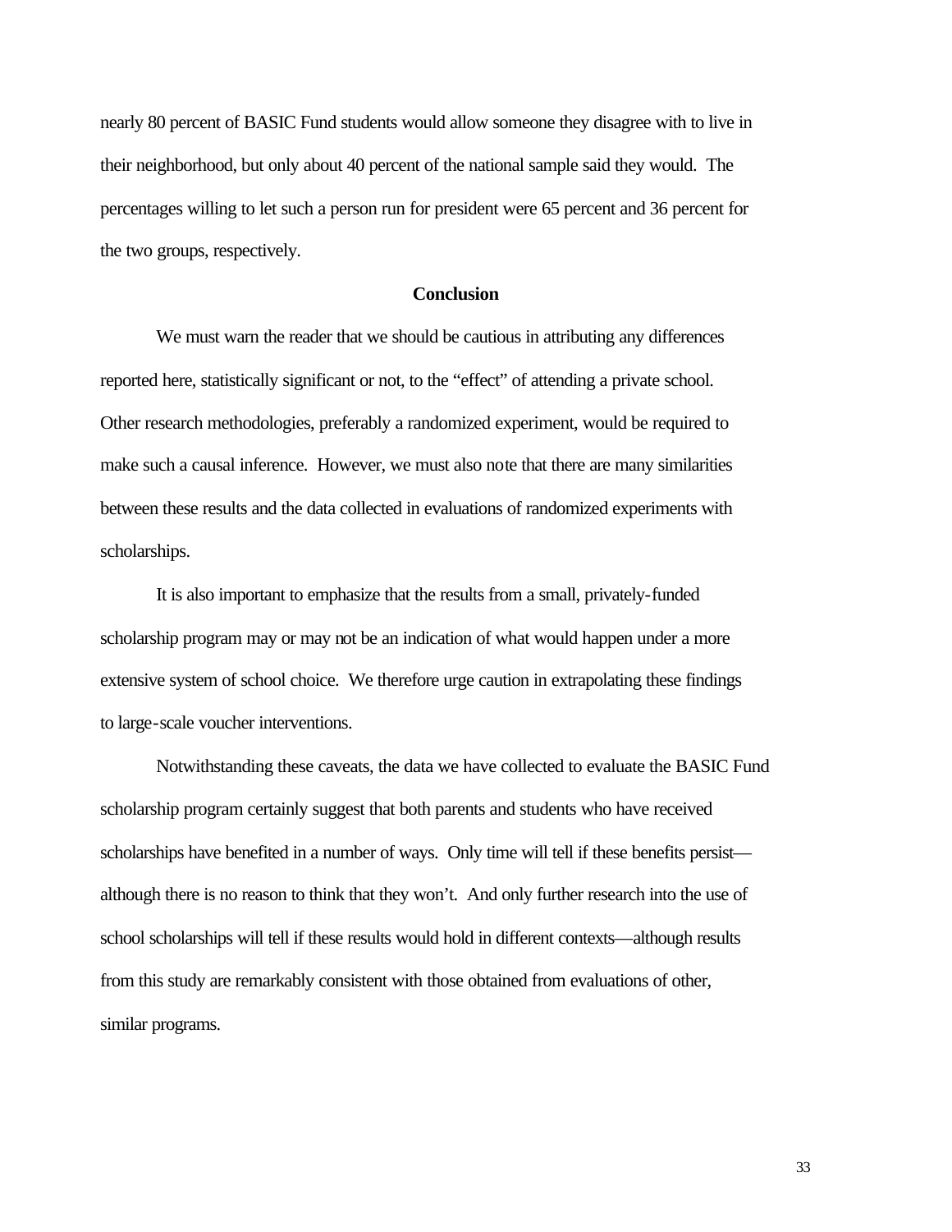nearly 80 percent of BASIC Fund students would allow someone they disagree with to live in their neighborhood, but only about 40 percent of the national sample said they would. The percentages willing to let such a person run for president were 65 percent and 36 percent for the two groups, respectively.

## Conclusion

We must warn the reader that we should be cautious in attributing any differences reported here, statistically significant or not, to the "effect" of attending a private school. Other research methodologies, preferably a randomized experiment, would be required to make such a causal inference. However, we must also note that there are many similarities between these results and the data collected in evaluations of randomized experiments with scholarships.

It is also important to emphasize that the results from a small, privately-funded scholarship program may or may not be an indication of what would happen under a more extensive system of school choice. We therefore urge caution in extrapolating these findings to large-scale voucher interventions.

Notwithstanding these caveats, the data we have collected to evaluate the BASIC Fund scholarship program certainly suggest that both parents and students who have received scholarships have benefited in a number of ways. Only time will tell if these benefits persist—although there is no reason to think that they won't. And only further research into the use of school scholarships will tell if these results would hold in different contexts—although results from this study are remarkably consistent with those obtained from evaluations of other, similar programs.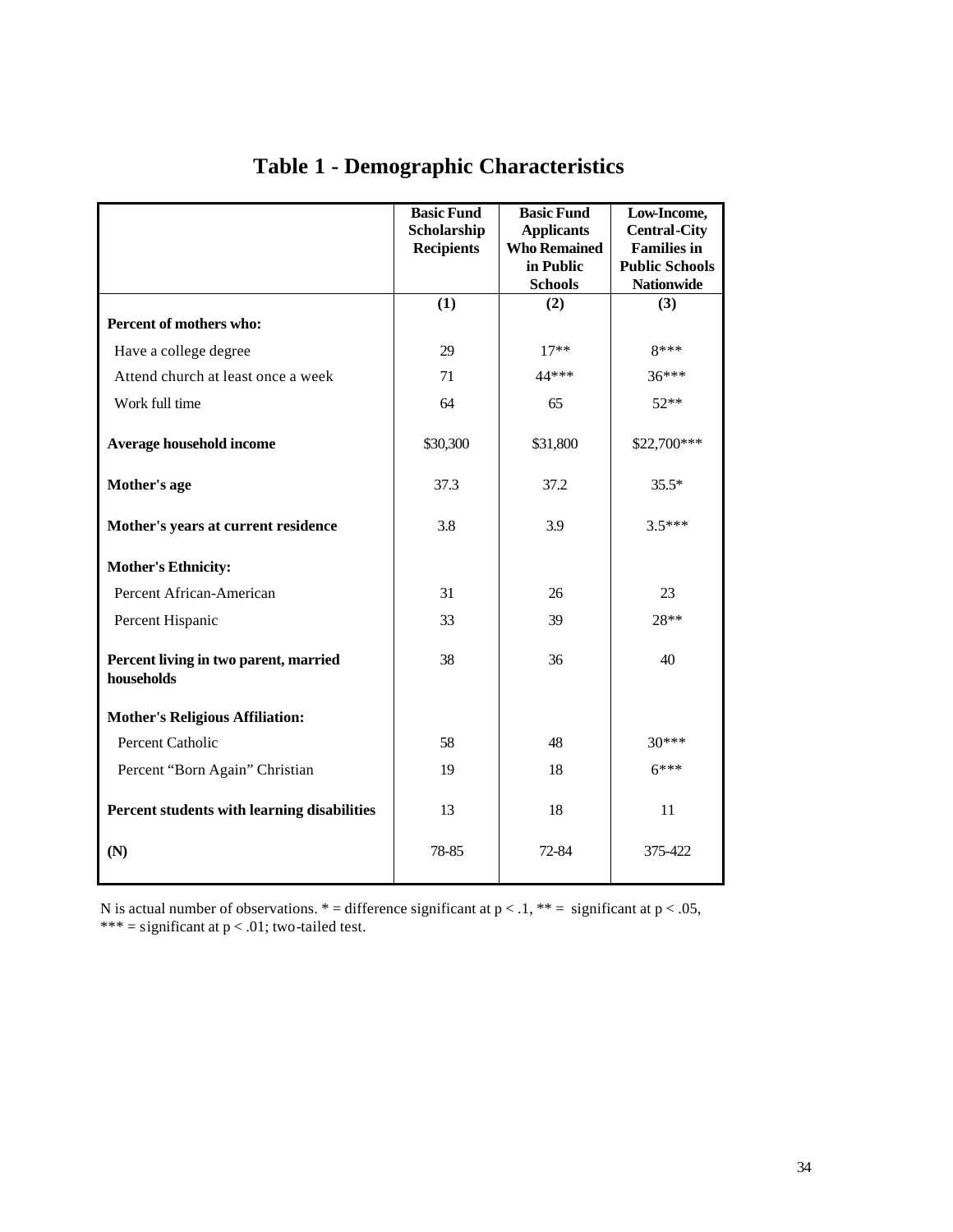# Table 1 - Demographic Characteristics

| | Basic Fund Scholarship Recipients | Basic Fund Applicants Who Remained in Public Schools | Low-Income, Central-City Families in Public Schools Nationwide |
|---|---|---|---|
| | (1) | (2) | (3) |
| **Percent of mothers who:** | | | |
| Have a college degree | 29 | 17** | 8*** |
| Attend church at least once a week | 71 | 44*** | 36*** |
| Work full time | 64 | 65 | 52** |
| **Average household income** | \$30,300 | \$31,800 | \$22,700*** |
| **Mother's age** | 37.3 | 37.2 | 35.5* |
| **Mother's years at current residence** | 3.8 | 3.9 | 3.5*** |
| **Mother's Ethnicity:** | | | |
| Percent African-American | 31 | 26 | 23 |
| Percent Hispanic | 33 | 39 | 28** |
| **Percent living in two parent, married households** | 38 | 36 | 40 |
| **Mother's Religious Affiliation:** | | | |
| Percent Catholic | 58 | 48 | 30*** |
| Percent "Born Again" Christian | 19 | 18 | 6*** |
| **Percent students with learning disabilities** | 13 | 18 | 11 |
| **(N)** | 78-85 | 72-84 | 375-422 |

N is actual number of observations. * = difference significant at $p < .1$, ** = significant at $p < .05$, *** = significant at $p < .01$; two-tailed test.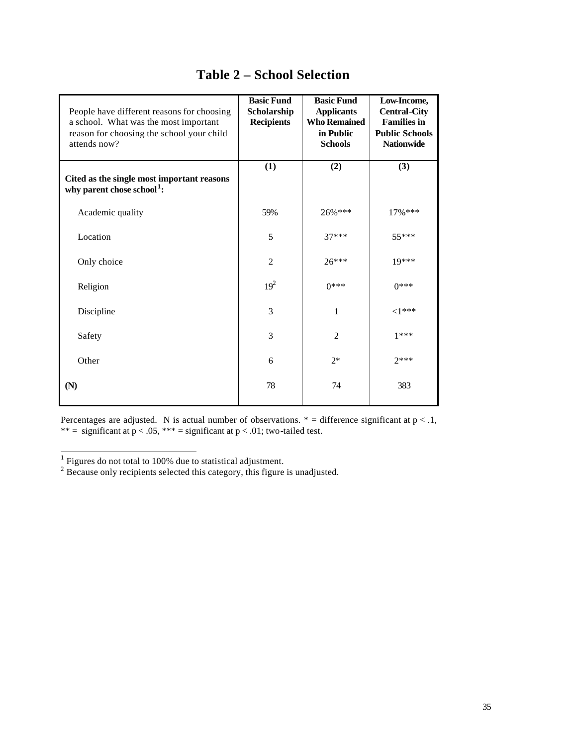# Table 2 – School Selection

| People have different reasons for choosing a school. What was the most important reason for choosing the school your child attends now? | Basic Fund Scholarship Recipients | Basic Fund Applicants Who Remained in Public Schools | Low-Income, Central-City Families in Public Schools Nationwide |
|---|---|---|---|
| | (1) | (2) | (3) |
| **Cited as the single most important reasons why parent chose school[1]:** | | | |
| Academic quality | 59% | 26%*** | 17%*** |
| Location | 5 | 37*** | 55*** |
| Only choice | 2 | 26*** | 19*** |
| Religion | 19[2] | 0*** | 0*** |
| Discipline | 3 | 1 | <1*** |
| Safety | 3 | 2 | 1*** |
| Other | 6 | 2* | 2*** |
| **(N)** | 78 | 74 | 383 |

Percentages are adjusted. N is actual number of observations. * = difference significant at $p < .1$, ** = significant at $p < .05$, *** = significant at $p < .01$; two-tailed test.

[1] Figures do not total to 100% due to statistical adjustment.

[2] Because only recipients selected this category, this figure is unadjusted.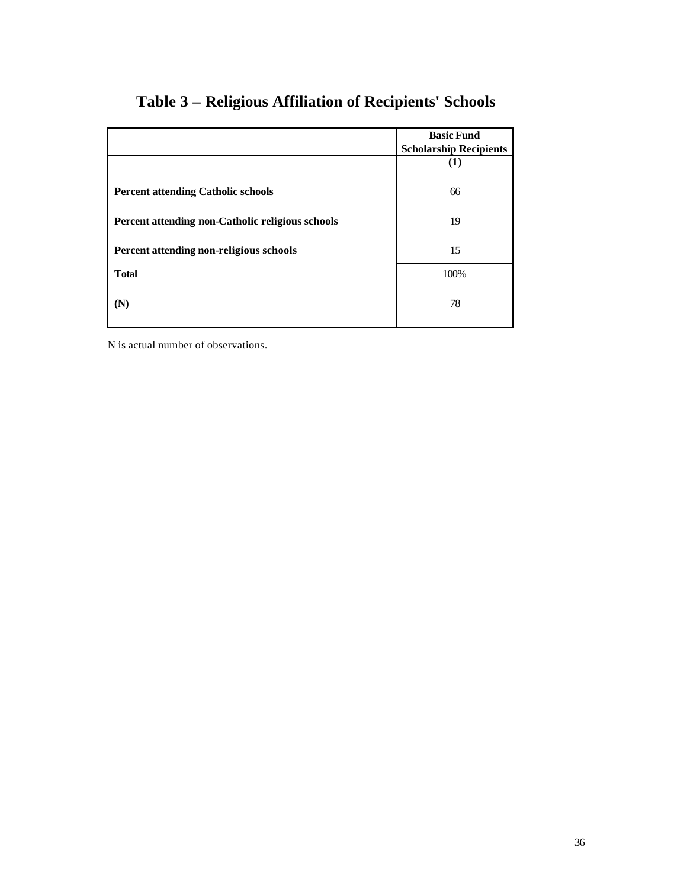# Table 3 – Religious Affiliation of Recipients' Schools

| | Basic Fund Scholarship Recipients |
|---|---|
| | **(1)** |
| **Percent attending Catholic schools** | 66 |
| **Percent attending non-Catholic religious schools** | 19 |
| **Percent attending non-religious schools** | 15 |
| **Total** | 100% |
| **(N)** | 78 |

N is actual number of observations.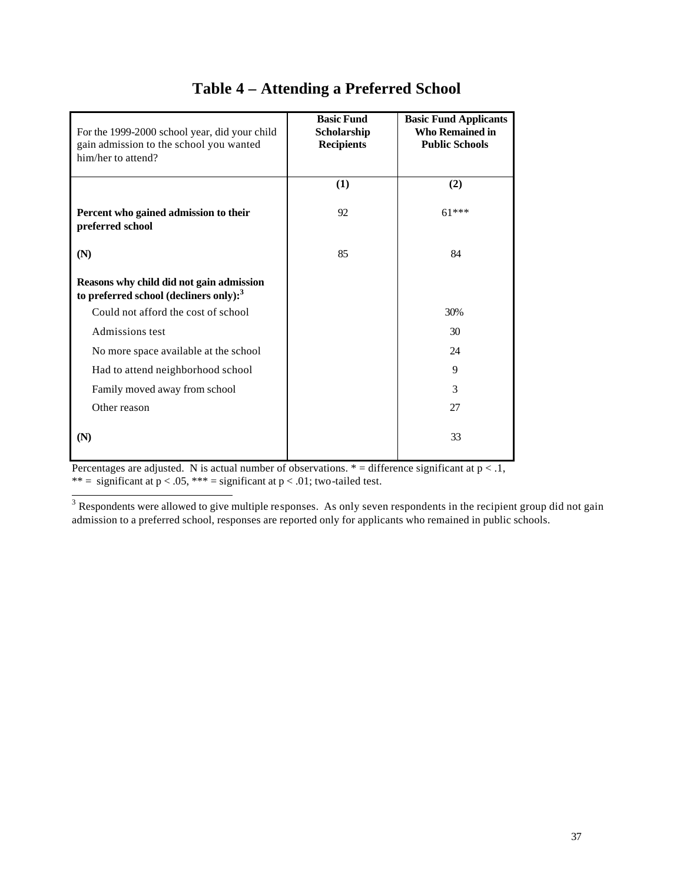# Table 4 – Attending a Preferred School

| For the 1999-2000 school year, did your child gain admission to the school you wanted him/her to attend? | **Basic Fund Scholarship Recipients** | **Basic Fund Applicants Who Remained in Public Schools** |
|---|---|---|
| | **(1)** | **(2)** |
| **Percent who gained admission to their preferred school** | 92 | 61*** |
| **(N)** | 85 | 84 |
| **Reasons why child did not gain admission to preferred school (decliners only):**[3] | | |
| Could not afford the cost of school | | 30% |
| Admissions test | | 30 |
| No more space available at the school | | 24 |
| Had to attend neighborhood school | | 9 |
| Family moved away from school | | 3 |
| Other reason | | 27 |
| **(N)** | | 33 |

Percentages are adjusted. N is actual number of observations. * = difference significant at $p < .1$, ** = significant at $p < .05$, *** = significant at $p < .01$; two-tailed test.

[3] Respondents were allowed to give multiple responses. As only seven respondents in the recipient group did not gain admission to a preferred school, responses are reported only for applicants who remained in public schools.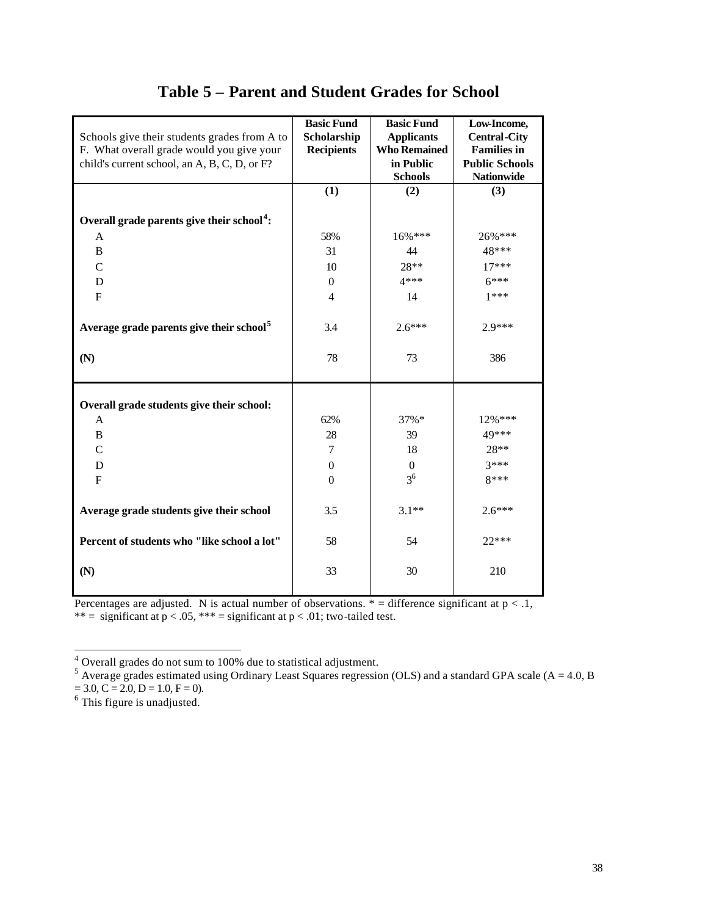# Table 5 – Parent and Student Grades for School

| Schools give their students grades from A to F. What overall grade would you give your child's current school, an A, B, C, D, or F? | Basic Fund Scholarship Recipients | Basic Fund Applicants Who Remained in Public Schools | Low-Income, Central-City Families in Public Schools Nationwide |
|---|---|---|---|
| | **(1)** | **(2)** | **(3)** |
| **Overall grade parents give their school[4]:** | | | |
| A | 58% | 16%*** | 26%*** |
| B | 31 | 44 | 48*** |
| C | 10 | 28** | 17*** |
| D | 0 | 4*** | 6*** |
| F | 4 | 14 | 1*** |
| **Average grade parents give their school[5]** | 3.4 | 2.6*** | 2.9*** |
| **(N)** | 78 | 73 | 386 |
| **Overall grade students give their school:** | | | |
| A | 62% | 37%* | 12%*** |
| B | 28 | 39 | 49*** |
| C | 7 | 18 | 28** |
| D | 0 | 0 | 3*** |
| F | 0 | 3[6] | 8*** |
| **Average grade students give their school** | 3.5 | 3.1** | 2.6*** |
| **Percent of students who "like school a lot"** | 58 | 54 | 22*** |
| **(N)** | 33 | 30 | 210 |

Percentages are adjusted. N is actual number of observations. * = difference significant at p < .1, ** = significant at p < .05, *** = significant at p < .01; two-tailed test.

[4] Overall grades do not sum to 100% due to statistical adjustment.

[5] Average grades estimated using Ordinary Least Squares regression (OLS) and a standard GPA scale (A = 4.0, B = 3.0, C = 2.0, D = 1.0, F = 0).

[6] This figure is unadjusted.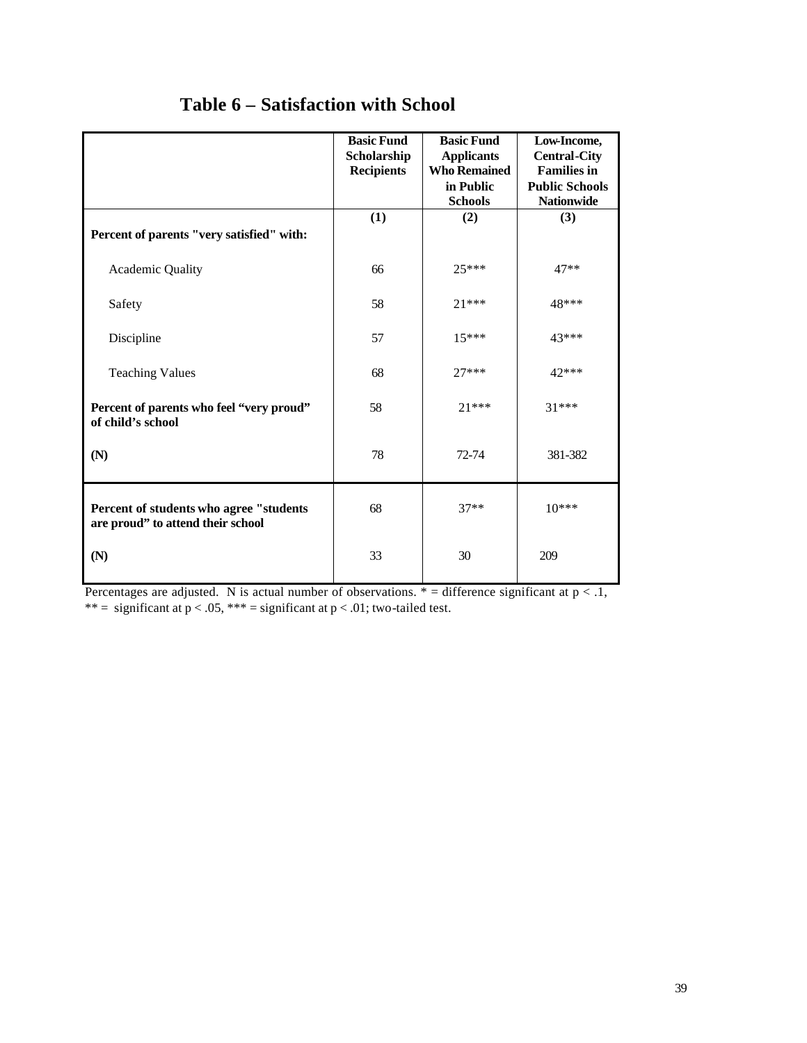## Table 6 – Satisfaction with School

| | Basic Fund Scholarship Recipients | Basic Fund Applicants Who Remained in Public Schools | Low-Income, Central-City Families in Public Schools Nationwide |
|---|---|---|---|
| | (1) | (2) | (3) |
| **Percent of parents "very satisfied" with:** | | | |
| Academic Quality | 66 | 25*** | 47** |
| Safety | 58 | 21*** | 48*** |
| Discipline | 57 | 15*** | 43*** |
| Teaching Values | 68 | 27*** | 42*** |
| **Percent of parents who feel "very proud" of child's school** | 58 | 21*** | 31*** |
| **(N)** | 78 | 72-74 | 381-382 |
| **Percent of students who agree "students are proud" to attend their school** | 68 | 37** | 10*** |
| **(N)** | 33 | 30 | 209 |

Percentages are adjusted. N is actual number of observations. * = difference significant at $p < .1$, ** = significant at $p < .05$, *** = significant at $p < .01$; two-tailed test.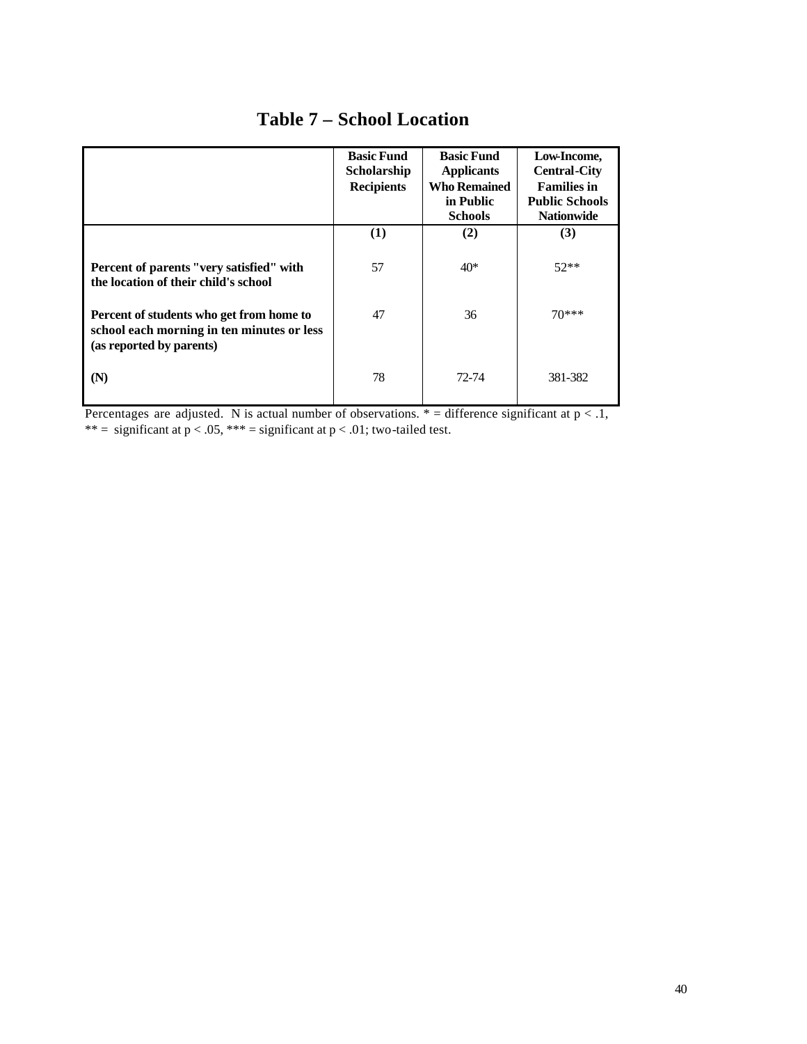# Table 7 – School Location

| | Basic Fund Scholarship Recipients | Basic Fund Applicants Who Remained in Public Schools | Low-Income, Central-City Families in Public Schools Nationwide |
|---|---|---|---|
| | (1) | (2) | (3) |
| Percent of parents "very satisfied" with the location of their child's school | 57 | 40* | 52** |
| Percent of students who get from home to school each morning in ten minutes or less (as reported by parents) | 47 | 36 | 70*** |
| (N) | 78 | 72-74 | 381-382 |

Percentages are adjusted. N is actual number of observations. * = difference significant at $p < .1$, ** = significant at $p < .05$, *** = significant at $p < .01$; two-tailed test.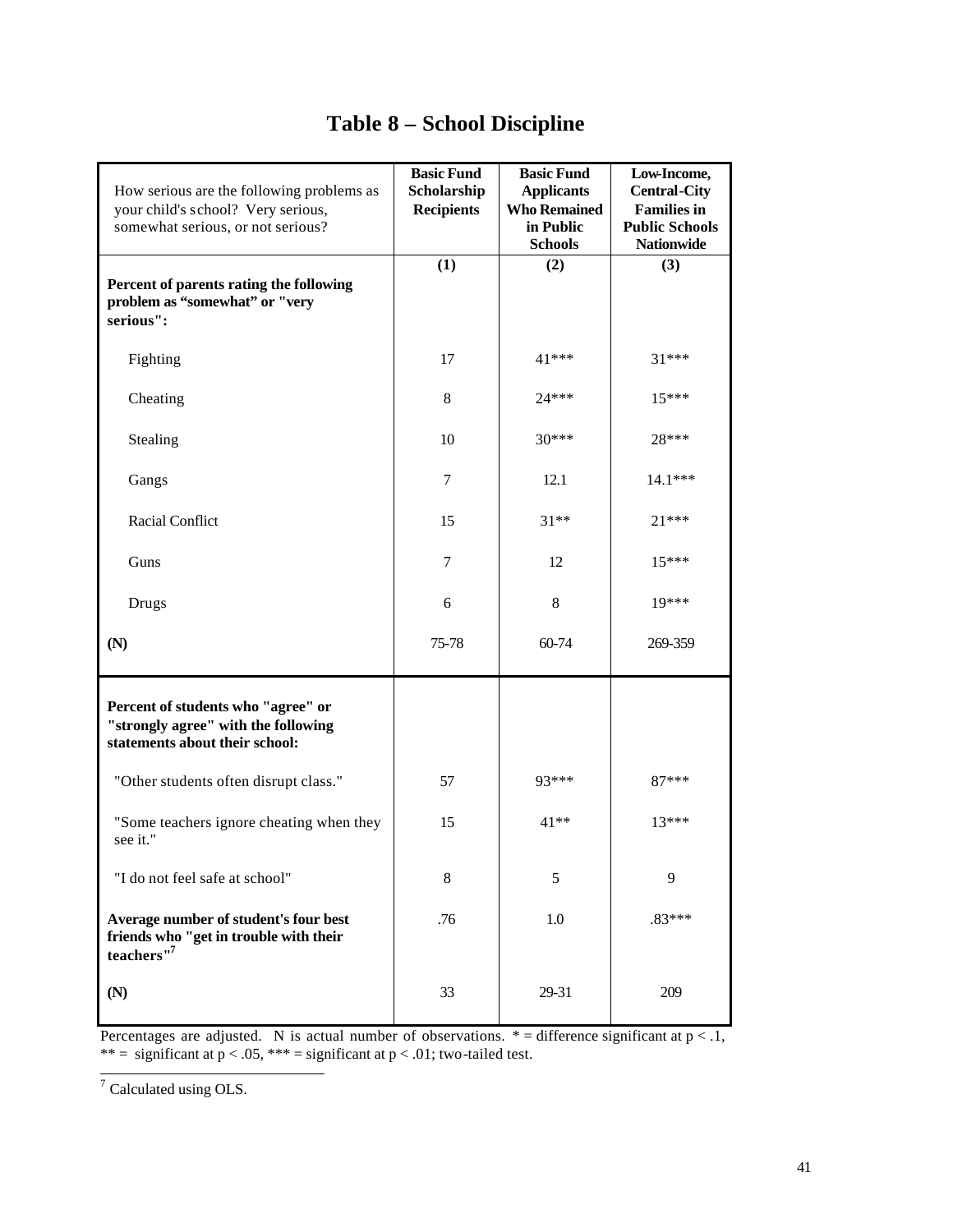# Table 8 – School Discipline

| How serious are the following problems as your child's school? Very serious, somewhat serious, or not serious? | Basic Fund Scholarship Recipients | Basic Fund Applicants Who Remained in Public Schools | Low-Income, Central-City Families in Public Schools Nationwide |
|---|---|---|---|
| | (1) | (2) | (3) |
| **Percent of parents rating the following problem as "somewhat" or "very serious":** | | | |
| Fighting | 17 | 41*** | 31*** |
| Cheating | 8 | 24*** | 15*** |
| Stealing | 10 | 30*** | 28*** |
| Gangs | 7 | 12.1 | 14.1*** |
| Racial Conflict | 15 | 31** | 21*** |
| Guns | 7 | 12 | 15*** |
| Drugs | 6 | 8 | 19*** |
| **(N)** | 75-78 | 60-74 | 269-359 |
| **Percent of students who "agree" or "strongly agree" with the following statements about their school:** | | | |
| "Other students often disrupt class." | 57 | 93*** | 87*** |
| "Some teachers ignore cheating when they see it." | 15 | 41** | 13*** |
| "I do not feel safe at school" | 8 | 5 | 9 |
| **Average number of student's four best friends who "get in trouble with their teachers"[7]** | .76 | 1.0 | .83*** |
| **(N)** | 33 | 29-31 | 209 |

Percentages are adjusted. N is actual number of observations. * = difference significant at $p < .1$, ** = significant at $p < .05$, *** = significant at $p < .01$; two-tailed test.

[7] Calculated using OLS.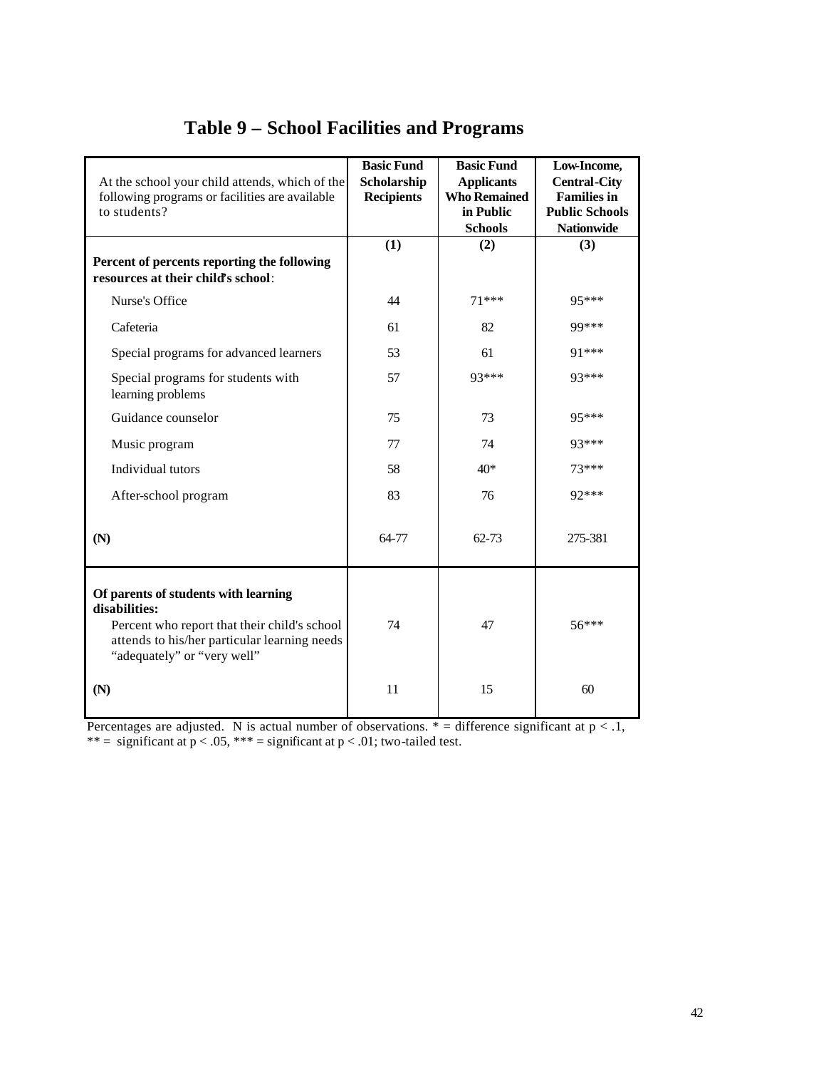# Table 9 – School Facilities and Programs

| At the school your child attends, which of the following programs or facilities are available to students? | Basic Fund Scholarship Recipients | Basic Fund Applicants Who Remained in Public Schools | Low-Income, Central-City Families in Public Schools Nationwide |
|---|---|---|---|
| | (1) | (2) | (3) |
| **Percent of percents reporting the following resources at their child's school**: | | | |
| Nurse's Office | 44 | 71*** | 95*** |
| Cafeteria | 61 | 82 | 99*** |
| Special programs for advanced learners | 53 | 61 | 91*** |
| Special programs for students with learning problems | 57 | 93*** | 93*** |
| Guidance counselor | 75 | 73 | 95*** |
| Music program | 77 | 74 | 93*** |
| Individual tutors | 58 | 40* | 73*** |
| After-school program | 83 | 76 | 92*** |
| **(N)** | 64-77 | 62-73 | 275-381 |
| **Of parents of students with learning disabilities:** | | | |
| Percent who report that their child's school attends to his/her particular learning needs "adequately" or "very well" | 74 | 47 | 56*** |
| **(N)** | 11 | 15 | 60 |

Percentages are adjusted. N is actual number of observations. * = difference significant at $p < .1$, ** = significant at $p < .05$, *** = significant at $p < .01$; two-tailed test.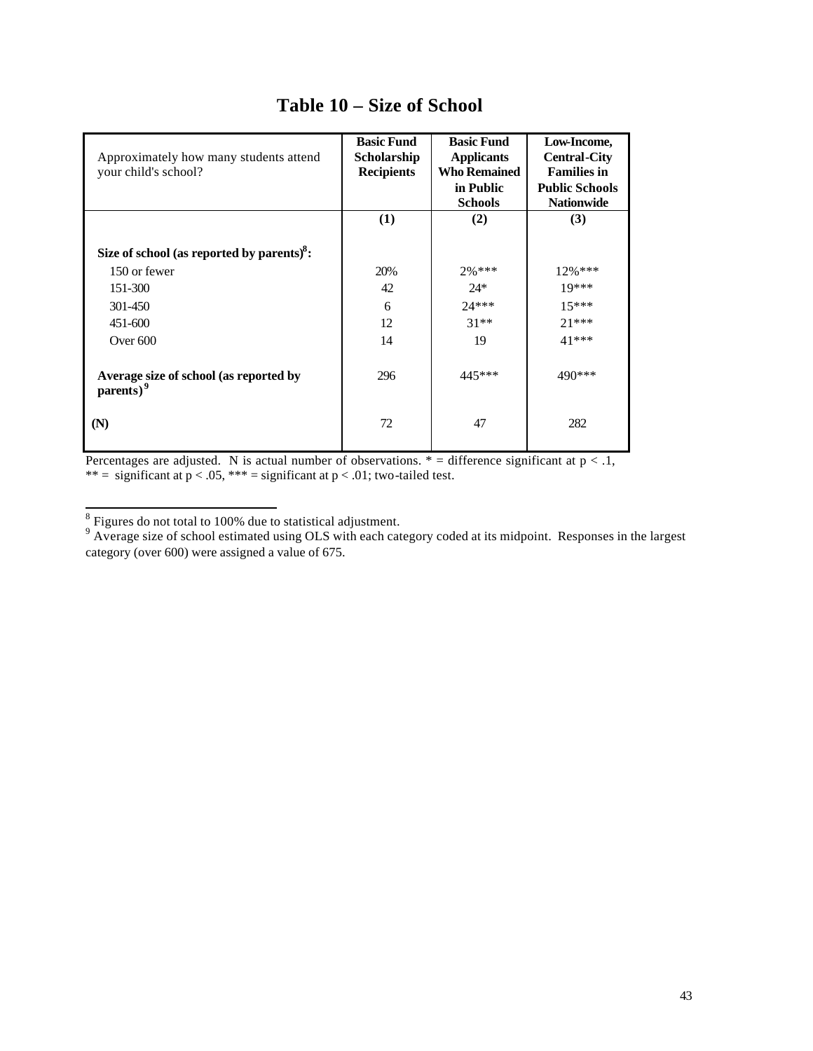# Table 10 – Size of School

| Approximately how many students attend your child's school? | Basic Fund Scholarship Recipients | Basic Fund Applicants Who Remained in Public Schools | Low-Income, Central-City Families in Public Schools Nationwide |
|---|---|---|---|
| | (1) | (2) | (3) |
| **Size of school (as reported by parents)[8]:** | | | |
| 150 or fewer | 20% | 2%*** | 12%*** |
| 151-300 | 42 | 24* | 19*** |
| 301-450 | 6 | 24*** | 15*** |
| 451-600 | 12 | 31** | 21*** |
| Over 600 | 14 | 19 | 41*** |
| **Average size of school (as reported by parents)[9]** | 296 | 445*** | 490*** |
| **(N)** | 72 | 47 | 282 |

Percentages are adjusted. N is actual number of observations. * = difference significant at $p < .1$, ** = significant at $p < .05$, *** = significant at $p < .01$; two-tailed test.

---

[8] Figures do not total to 100% due to statistical adjustment.

[9] Average size of school estimated using OLS with each category coded at its midpoint. Responses in the largest category (over 600) were assigned a value of 675.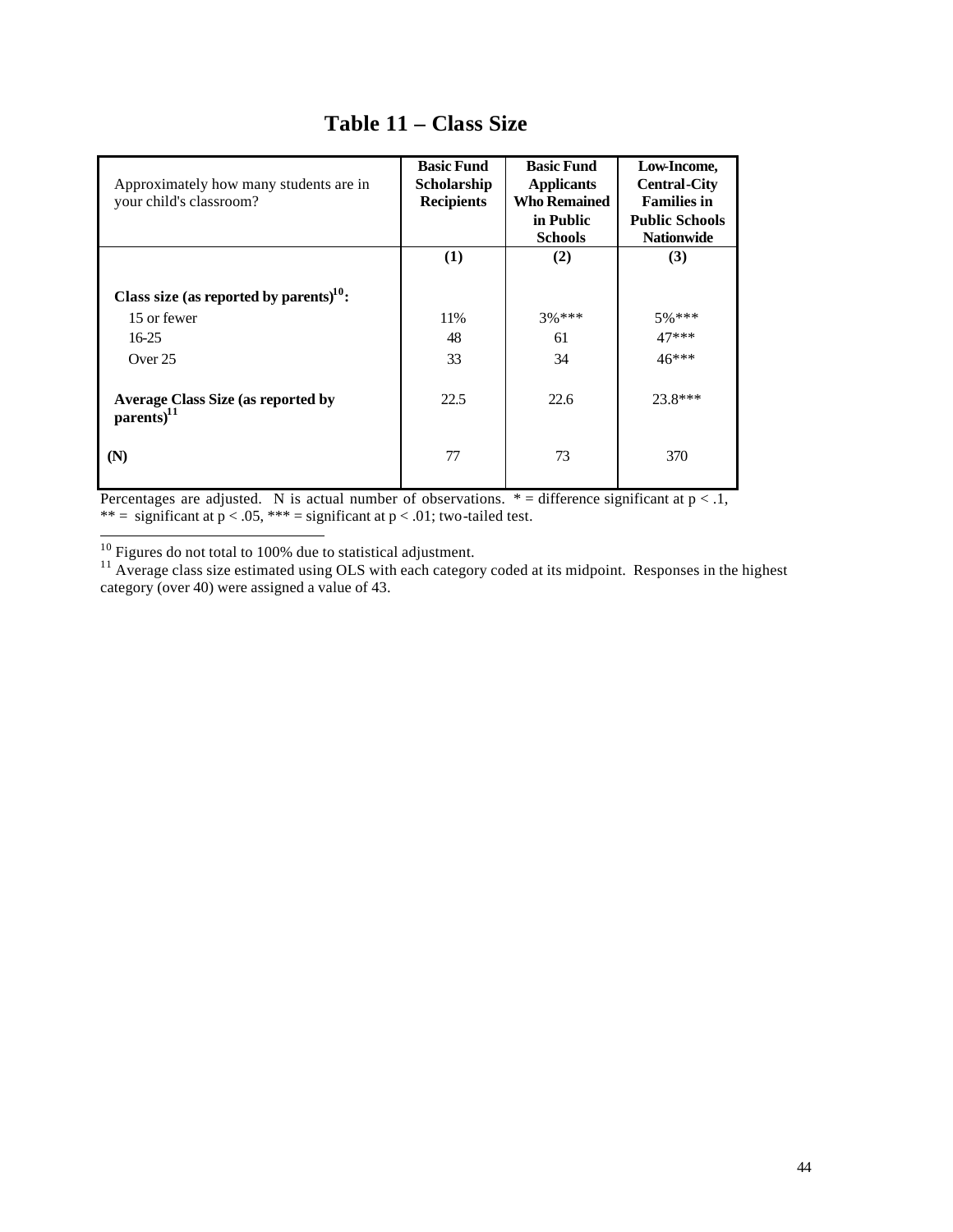# Table 11 – Class Size

| Approximately how many students are in your child's classroom? | Basic Fund Scholarship Recipients | Basic Fund Applicants Who Remained in Public Schools | Low-Income, Central-City Families in Public Schools Nationwide |
|---|---|---|---|
| | (1) | (2) | (3) |
| **Class size (as reported by parents)[10]:** | | | |
| 15 or fewer | 11% | 3%*** | 5%*** |
| 16-25 | 48 | 61 | 47*** |
| Over 25 | 33 | 34 | 46*** |
| **Average Class Size (as reported by parents)[11]** | 22.5 | 22.6 | 23.8*** |
| **(N)** | 77 | 73 | 370 |

Percentages are adjusted. N is actual number of observations. * = difference significant at $p < .1$, ** = significant at $p < .05$, *** = significant at $p < .01$; two-tailed test.

---

[10] Figures do not total to 100% due to statistical adjustment.

[11] Average class size estimated using OLS with each category coded at its midpoint. Responses in the highest category (over 40) were assigned a value of 43.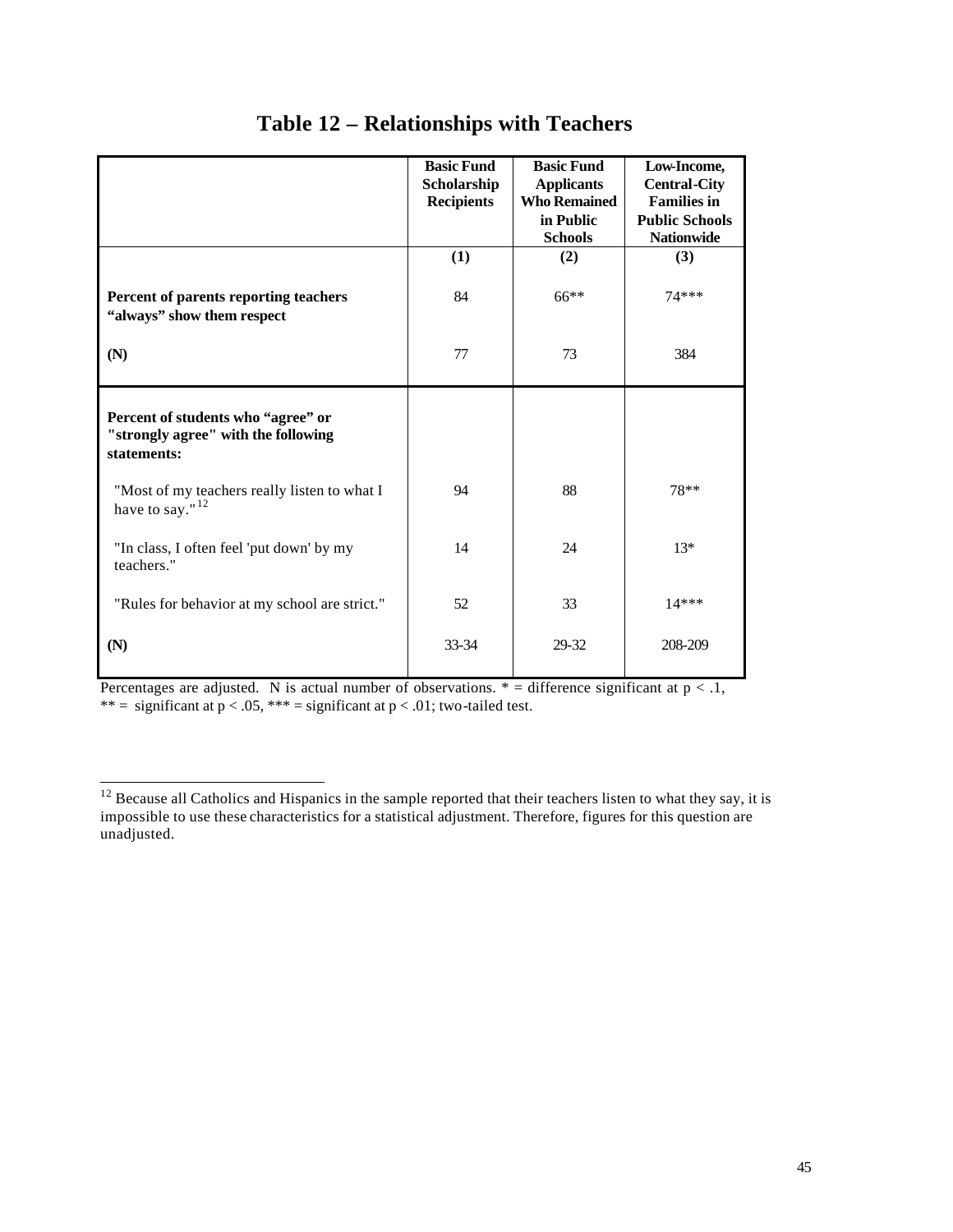# Table 12 – Relationships with Teachers

| | Basic Fund Scholarship Recipients | Basic Fund Applicants Who Remained in Public Schools | Low-Income, Central-City Families in Public Schools Nationwide |
|---|---|---|---|
| | (1) | (2) | (3) |
| **Percent of parents reporting teachers "always" show them respect** | 84 | 66** | 74*** |
| **(N)** | 77 | 73 | 384 |
| **Percent of students who "agree" or "strongly agree" with the following statements:** | | | |
| "Most of my teachers really listen to what I have to say."[12] | 94 | 88 | 78** |
| "In class, I often feel 'put down' by my teachers." | 14 | 24 | 13* |
| "Rules for behavior at my school are strict." | 52 | 33 | 14*** |
| **(N)** | 33-34 | 29-32 | 208-209 |

Percentages are adjusted. N is actual number of observations. * = difference significant at $p < .1$, ** = significant at $p < .05$, *** = significant at $p < .01$; two-tailed test.

---

[12] Because all Catholics and Hispanics in the sample reported that their teachers listen to what they say, it is impossible to use these characteristics for a statistical adjustment. Therefore, figures for this question are unadjusted.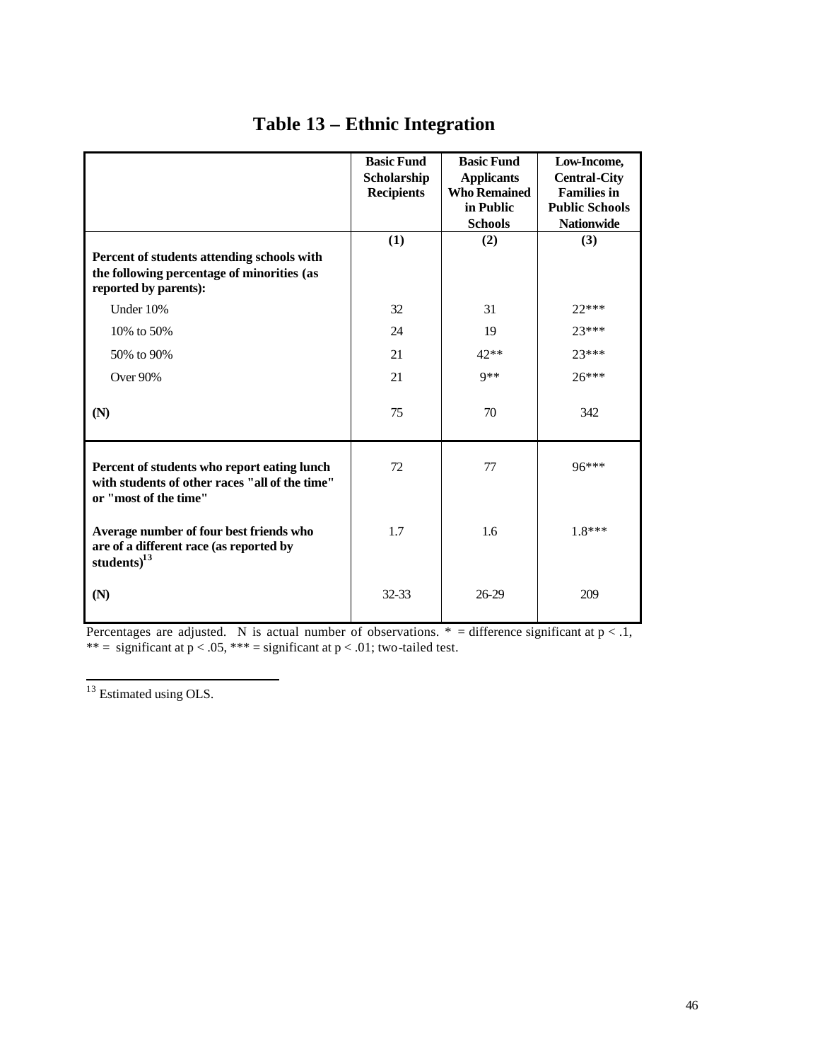# Table 13 – Ethnic Integration

| | Basic Fund Scholarship Recipients | Basic Fund Applicants Who Remained in Public Schools | Low-Income, Central-City Families in Public Schools Nationwide |
|---|---|---|---|
| | (1) | (2) | (3) |
| **Percent of students attending schools with the following percentage of minorities (as reported by parents):** | | | |
| Under 10% | 32 | 31 | 22*** |
| 10% to 50% | 24 | 19 | 23*** |
| 50% to 90% | 21 | 42** | 23*** |
| Over 90% | 21 | 9** | 26*** |
| **(N)** | 75 | 70 | 342 |
| **Percent of students who report eating lunch with students of other races "all of the time" or "most of the time"** | 72 | 77 | 96*** |
| **Average number of four best friends who are of a different race (as reported by students)[13]** | 1.7 | 1.6 | 1.8*** |
| **(N)** | 32-33 | 26-29 | 209 |

Percentages are adjusted. N is actual number of observations. * = difference significant at $p < .1$, ** = significant at $p < .05$, *** = significant at $p < .01$; two-tailed test.

[13] Estimated using OLS.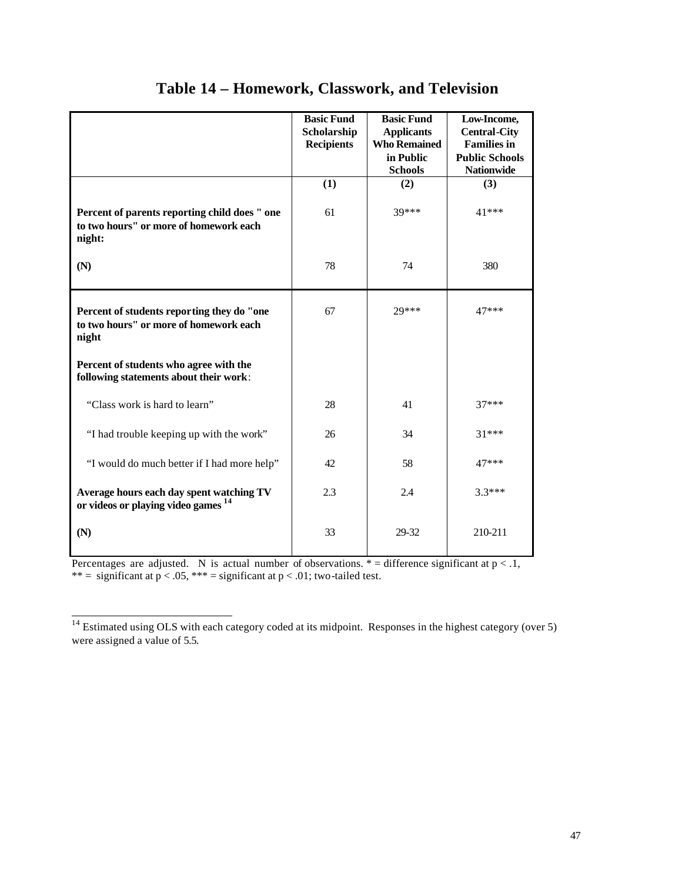# Table 14 – Homework, Classwork, and Television

| | Basic Fund Scholarship Recipients | Basic Fund Applicants Who Remained in Public Schools | Low-Income, Central-City Families in Public Schools Nationwide |
|---|---|---|---|
| | (1) | (2) | (3) |
| **Percent of parents reporting child does " one to two hours" or more of homework each night:** | 61 | 39*** | 41*** |
| **(N)** | 78 | 74 | 380 |
| **Percent of students reporting they do "one to two hours" or more of homework each night** | 67 | 29*** | 47*** |
| **Percent of students who agree with the following statements about their work**: | | | |
| "Class work is hard to learn" | 28 | 41 | 37*** |
| "I had trouble keeping up with the work" | 26 | 34 | 31*** |
| "I would do much better if I had more help" | 42 | 58 | 47*** |
| **Average hours each day spent watching TV or videos or playing video games [14]** | 2.3 | 2.4 | 3.3*** |
| **(N)** | 33 | 29-32 | 210-211 |

Percentages are adjusted. N is actual number of observations. * = difference significant at $p < .1$, ** = significant at $p < .05$, *** = significant at $p < .01$; two-tailed test.

[14] Estimated using OLS with each category coded at its midpoint. Responses in the highest category (over 5) were assigned a value of 5.5.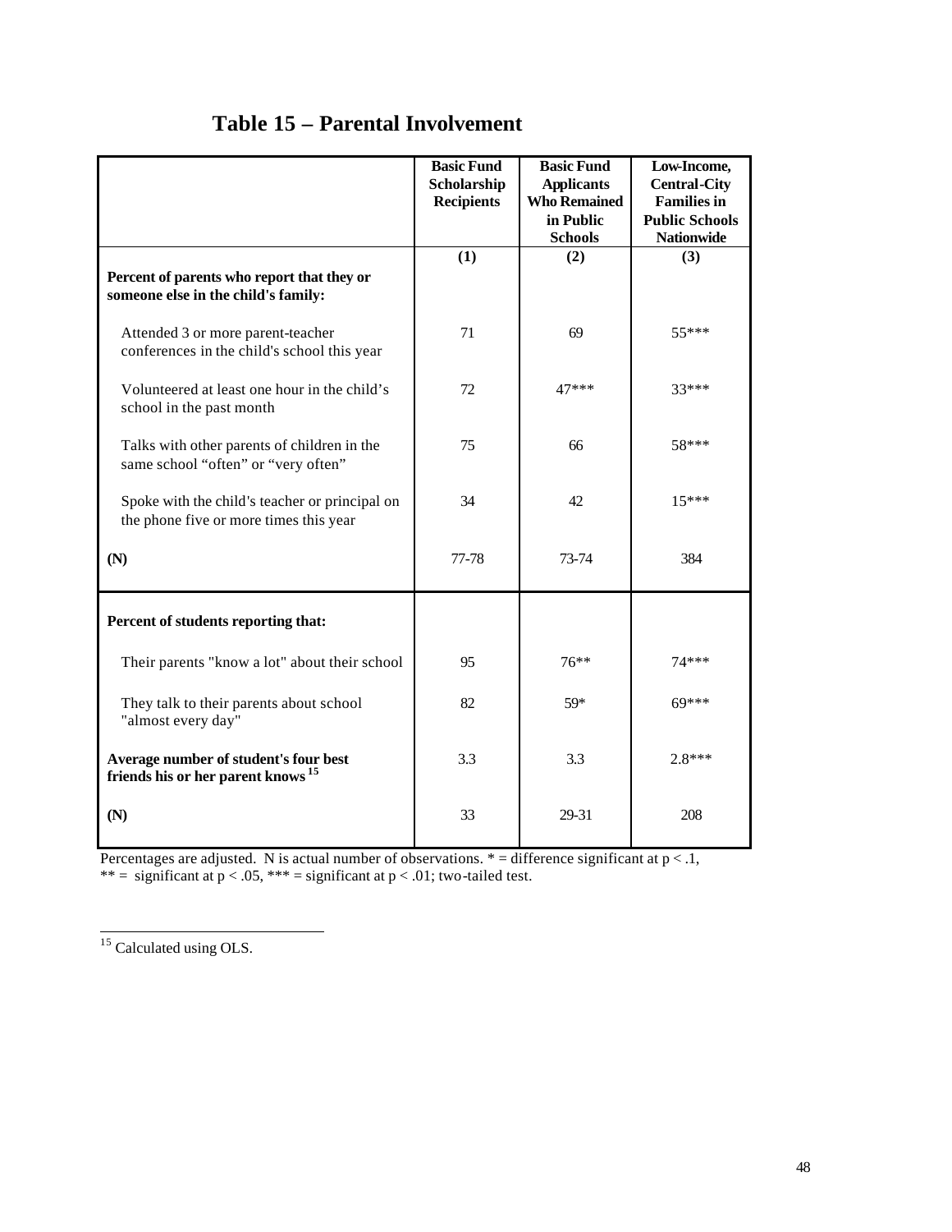# Table 15 – Parental Involvement

| | Basic Fund Scholarship Recipients | Basic Fund Applicants Who Remained in Public Schools | Low-Income, Central-City Families in Public Schools Nationwide |
|---|---|---|---|
| | (1) | (2) | (3) |
| **Percent of parents who report that they or someone else in the child's family:** | | | |
| Attended 3 or more parent-teacher conferences in the child's school this year | 71 | 69 | 55*** |
| Volunteered at least one hour in the child's school in the past month | 72 | 47*** | 33*** |
| Talks with other parents of children in the same school "often" or "very often" | 75 | 66 | 58*** |
| Spoke with the child's teacher or principal on the phone five or more times this year | 34 | 42 | 15*** |
| **(N)** | 77-78 | 73-74 | 384 |
| **Percent of students reporting that:** | | | |
| Their parents "know a lot" about their school | 95 | 76** | 74*** |
| They talk to their parents about school "almost every day" | 82 | 59* | 69*** |
| **Average number of student's four best friends his or her parent knows** [15] | 3.3 | 3.3 | 2.8*** |
| **(N)** | 33 | 29-31 | 208 |

Percentages are adjusted. N is actual number of observations. * = difference significant at $p < .1$, ** = significant at $p < .05$, *** = significant at $p < .01$; two-tailed test.

[15] Calculated using OLS.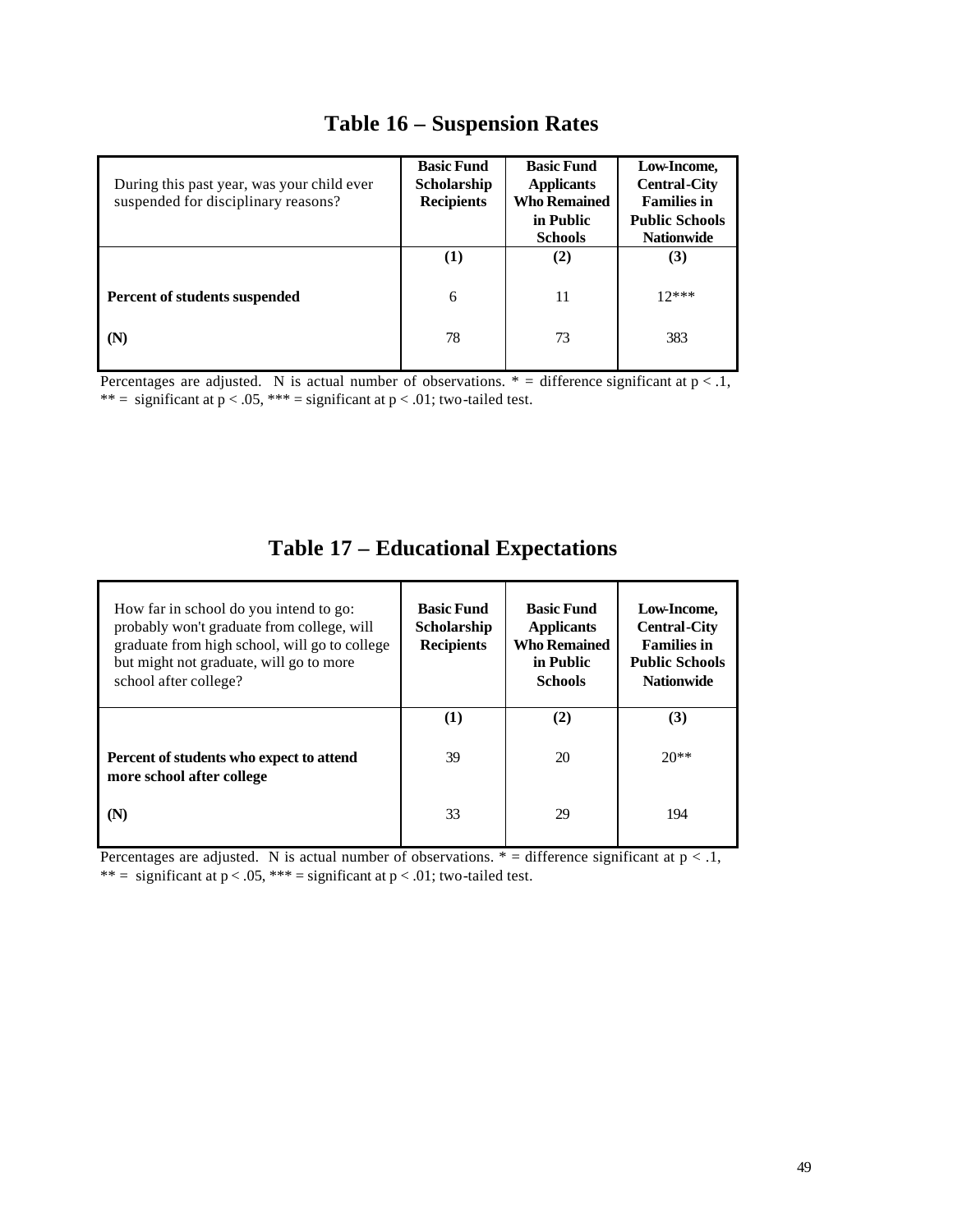# Table 16 – Suspension Rates

| During this past year, was your child ever suspended for disciplinary reasons? | Basic Fund Scholarship Recipients | Basic Fund Applicants Who Remained in Public Schools | Low-Income, Central-City Families in Public Schools Nationwide |
|---|---|---|---|
| | **(1)** | **(2)** | **(3)** |
| **Percent of students suspended** | 6 | 11 | 12*** |
| **(N)** | 78 | 73 | 383 |

Percentages are adjusted. N is actual number of observations. * = difference significant at $p < .1$, ** = significant at $p < .05$, *** = significant at $p < .01$; two-tailed test.

# Table 17 – Educational Expectations

| How far in school do you intend to go: probably won't graduate from college, will graduate from high school, will go to college but might not graduate, will go to more school after college? | Basic Fund Scholarship Recipients | Basic Fund Applicants Who Remained in Public Schools | Low-Income, Central-City Families in Public Schools Nationwide |
|---|---|---|---|
| | **(1)** | **(2)** | **(3)** |
| **Percent of students who expect to attend more school after college** | 39 | 20 | 20** |
| **(N)** | 33 | 29 | 194 |

Percentages are adjusted. N is actual number of observations. * = difference significant at $p < .1$, ** = significant at $p < .05$, *** = significant at $p < .01$; two-tailed test.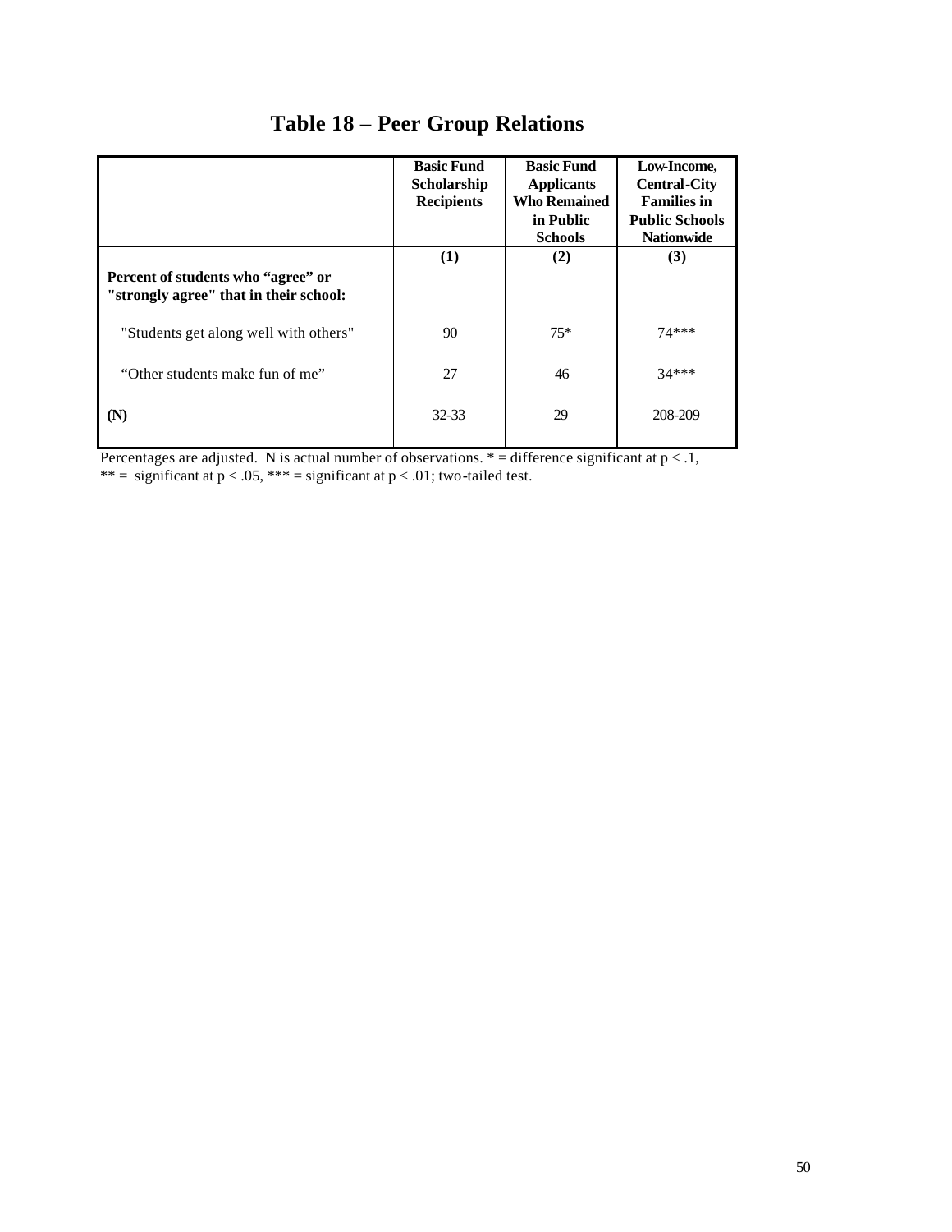# Table 18 – Peer Group Relations

| | Basic Fund Scholarship Recipients | Basic Fund Applicants Who Remained in Public Schools | Low-Income, Central-City Families in Public Schools Nationwide |
|---|---|---|---|
| | **(1)** | **(2)** | **(3)** |
| **Percent of students who "agree" or "strongly agree" that in their school:** | | | |
| "Students get along well with others" | 90 | 75* | 74*** |
| "Other students make fun of me" | 27 | 46 | 34*** |
| **(N)** | 32-33 | 29 | 208-209 |

Percentages are adjusted. N is actual number of observations. * = difference significant at $p < .1$, ** = significant at $p < .05$, *** = significant at $p < .01$; two-tailed test.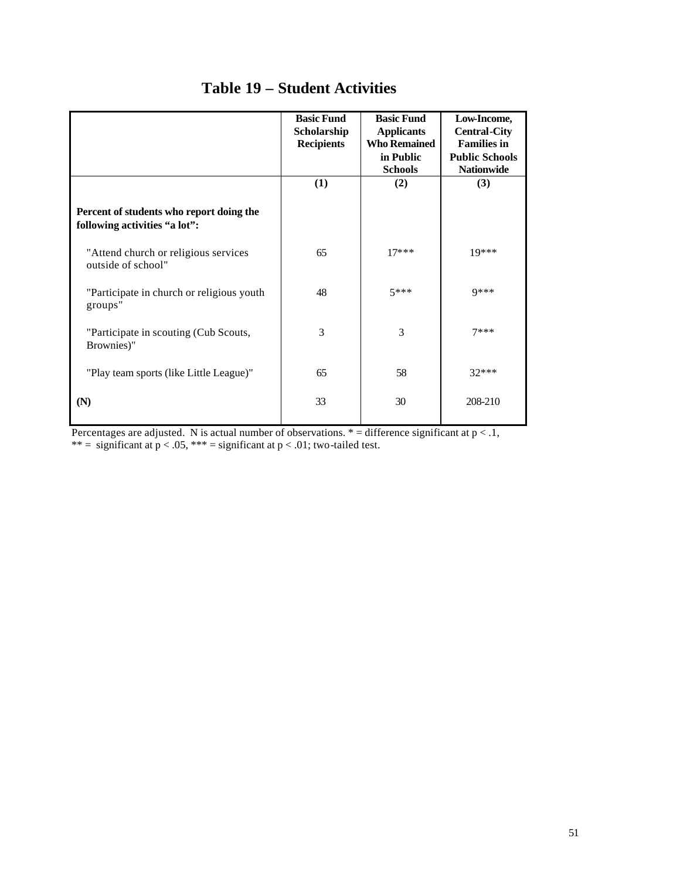# Table 19 – Student Activities

| | Basic Fund Scholarship Recipients | Basic Fund Applicants Who Remained in Public Schools | Low-Income, Central-City Families in Public Schools Nationwide |
|---|---|---|---|
| | (1) | (2) | (3) |
| **Percent of students who report doing the following activities "a lot":** | | | |
| "Attend church or religious services outside of school" | 65 | 17*** | 19*** |
| "Participate in church or religious youth groups" | 48 | 5*** | 9*** |
| "Participate in scouting (Cub Scouts, Brownies)" | 3 | 3 | 7*** |
| "Play team sports (like Little League)" | 65 | 58 | 32*** |
| **(N)** | 33 | 30 | 208-210 |

Percentages are adjusted. N is actual number of observations. * = difference significant at $p < .1$, ** = significant at $p < .05$, *** = significant at $p < .01$; two-tailed test.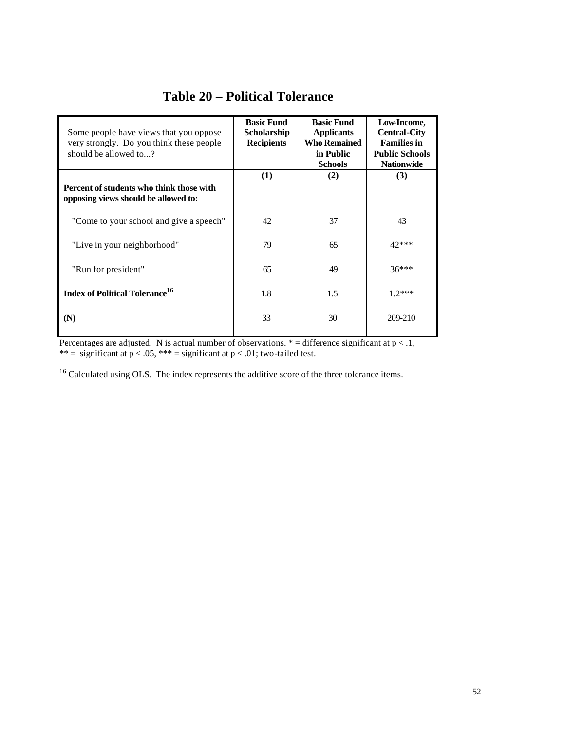# Table 20 – Political Tolerance

| Some people have views that you oppose very strongly. Do you think these people should be allowed to...? | **Basic Fund Scholarship Recipients** | **Basic Fund Applicants Who Remained in Public Schools** | **Low-Income, Central-City Families in Public Schools Nationwide** |
|---|---|---|---|
| | **(1)** | **(2)** | **(3)** |
| **Percent of students who think those with opposing views should be allowed to:** | | | |
| "Come to your school and give a speech" | 42 | 37 | 43 |
| "Live in your neighborhood" | 79 | 65 | 42*** |
| "Run for president" | 65 | 49 | 36*** |
| **Index of Political Tolerance**[16] | 1.8 | 1.5 | 1.2*** |
| **(N)** | 33 | 30 | 209-210 |

Percentages are adjusted. N is actual number of observations. * = difference significant at $p < .1$, ** = significant at $p < .05$, *** = significant at $p < .01$; two-tailed test.

[16] Calculated using OLS. The index represents the additive score of the three tolerance items.